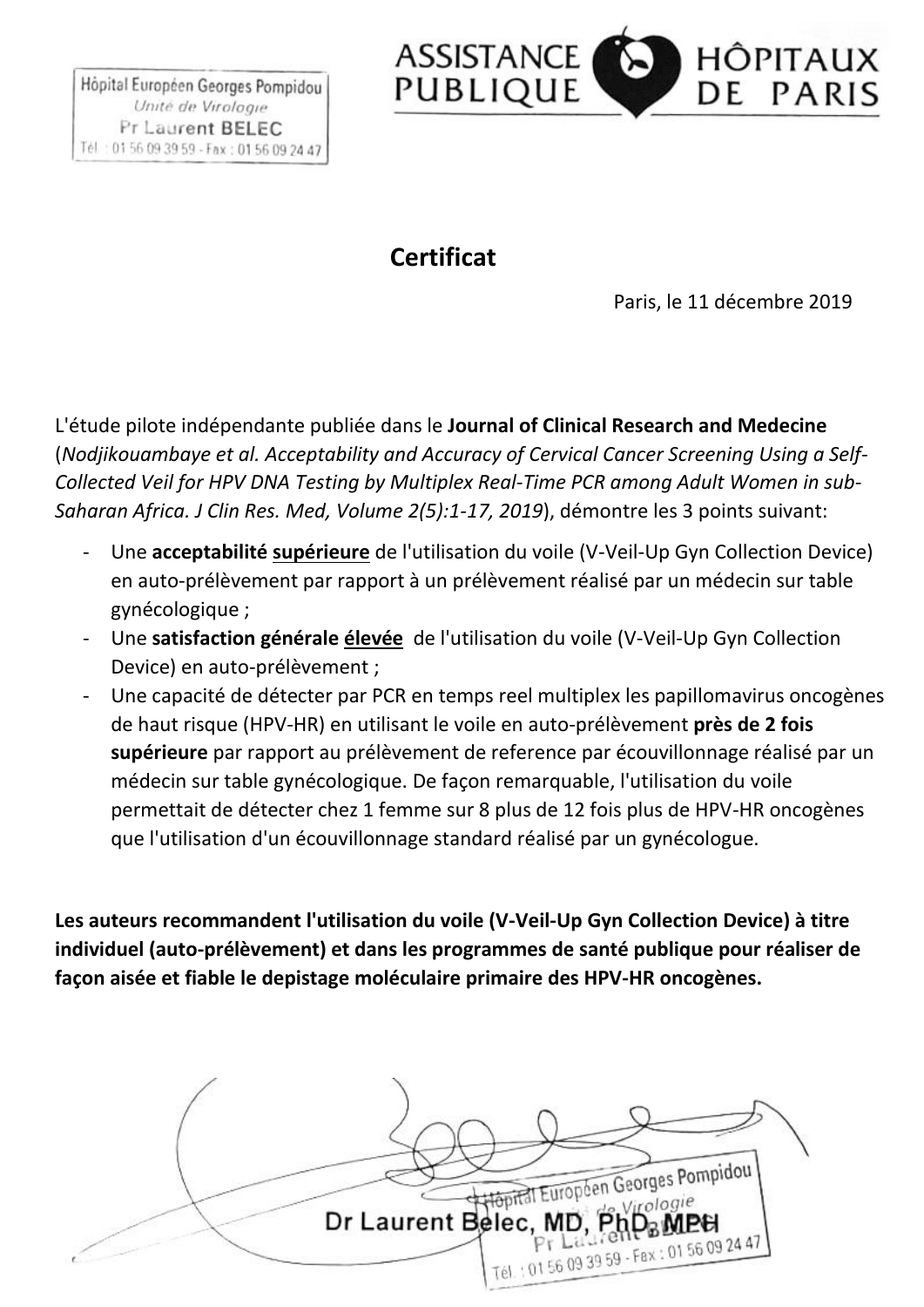Hôpital Européen Georges Pompidou
*Unité de Virologie*
Pr Laurent BELEC
Tél. : 01 56 09 39 59 - Fax : 01 56 09 24 47

ASSISTANCE PUBLIQUE HÔPITAUX DE PARIS

## Certificat

Paris, le 11 décembre 2019

L'étude pilote indépendante publiée dans le **Journal of Clinical Research and Medecine** (*Nodjikouambaye et al. Acceptability and Accuracy of Cervical Cancer Screening Using a Self-Collected Veil for HPV DNA Testing by Multiplex Real-Time PCR among Adult Women in sub-Saharan Africa. J Clin Res. Med, Volume 2(5):1-17, 2019*), démontre les 3 points suivant:

- Une **acceptabilité <u>supérieure</u>** de l'utilisation du voile (V-Veil-Up Gyn Collection Device) en auto-prélèvement par rapport à un prélèvement réalisé par un médecin sur table gynécologique ;
- Une **satisfaction générale <u>élevée</u>** de l'utilisation du voile (V-Veil-Up Gyn Collection Device) en auto-prélèvement ;
- Une capacité de détecter par PCR en temps reel multiplex les papillomavirus oncogènes de haut risque (HPV-HR) en utilisant le voile en auto-prélèvement **près de 2 fois supérieure** par rapport au prélèvement de reference par écouvillonnage réalisé par un médecin sur table gynécologique. De façon remarquable, l'utilisation du voile permettait de détecter chez 1 femme sur 8 plus de 12 fois plus de HPV-HR oncogènes que l'utilisation d'un écouvillonnage standard réalisé par un gynécologue.

**Les auteurs recommandent l'utilisation du voile (V-Veil-Up Gyn Collection Device) à titre individuel (auto-prélèvement) et dans les programmes de santé publique pour réaliser de façon aisée et fiable le depistage moléculaire primaire des HPV-HR oncogènes.**

Dr Laurent Belec, MD, PhD, MPH

Hôpital Européen Georges Pompidou
*Unité de Virologie*
Pr Laurent BELEC
Tél. : 01 56 09 39 59 - Fax : 01 56 09 24 47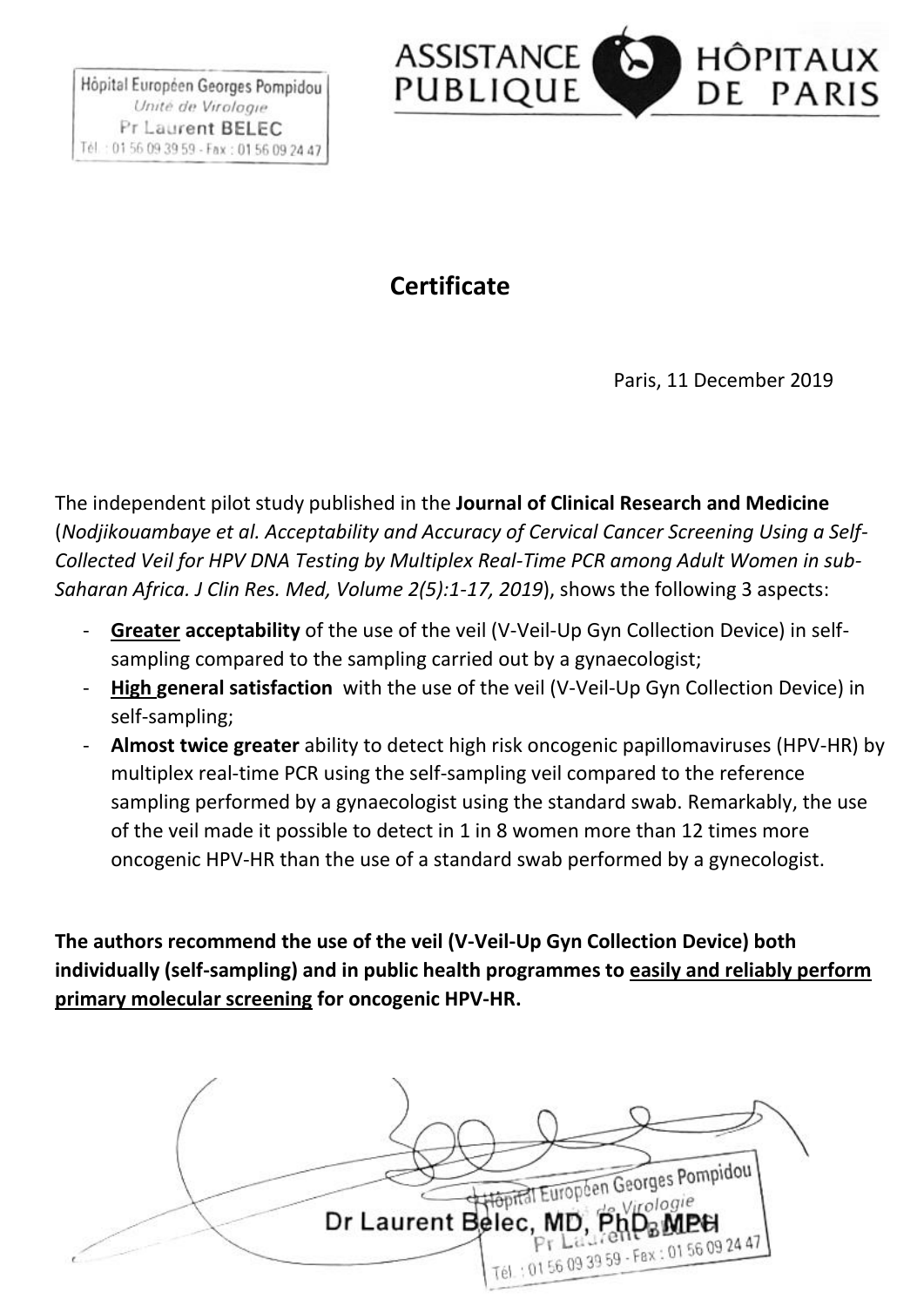Hôpital Européen Georges Pompidou
*Unité de Virologie*
Pr Laurent BELEC
Tél. : 01 56 09 39 59 - Fax : 01 56 09 24 47

ASSISTANCE PUBLIQUE HÔPITAUX DE PARIS

# Certificate

Paris, 11 December 2019

The independent pilot study published in the **Journal of Clinical Research and Medicine** (*Nodjikouambaye et al. Acceptability and Accuracy of Cervical Cancer Screening Using a Self-Collected Veil for HPV DNA Testing by Multiplex Real-Time PCR among Adult Women in sub-Saharan Africa. J Clin Res. Med, Volume 2(5):1-17, 2019*), shows the following 3 aspects:

- **Greater acceptability** of the use of the veil (V-Veil-Up Gyn Collection Device) in self-sampling compared to the sampling carried out by a gynaecologist;
- **High general satisfaction** with the use of the veil (V-Veil-Up Gyn Collection Device) in self-sampling;
- **Almost twice greater** ability to detect high risk oncogenic papillomaviruses (HPV-HR) by multiplex real-time PCR using the self-sampling veil compared to the reference sampling performed by a gynaecologist using the standard swab. Remarkably, the use of the veil made it possible to detect in 1 in 8 women more than 12 times more oncogenic HPV-HR than the use of a standard swab performed by a gynecologist.

**The authors recommend the use of the veil (V-Veil-Up Gyn Collection Device) both individually (self-sampling) and in public health programmes to easily and reliably perform primary molecular screening for oncogenic HPV-HR.**

Dr Laurent Belec, MD, PhD, MPH

Hôpital Européen Georges Pompidou
Unité de Virologie
Pr Laurent BELEC
Tél. : 01 56 09 39 59 - Fax : 01 56 09 24 47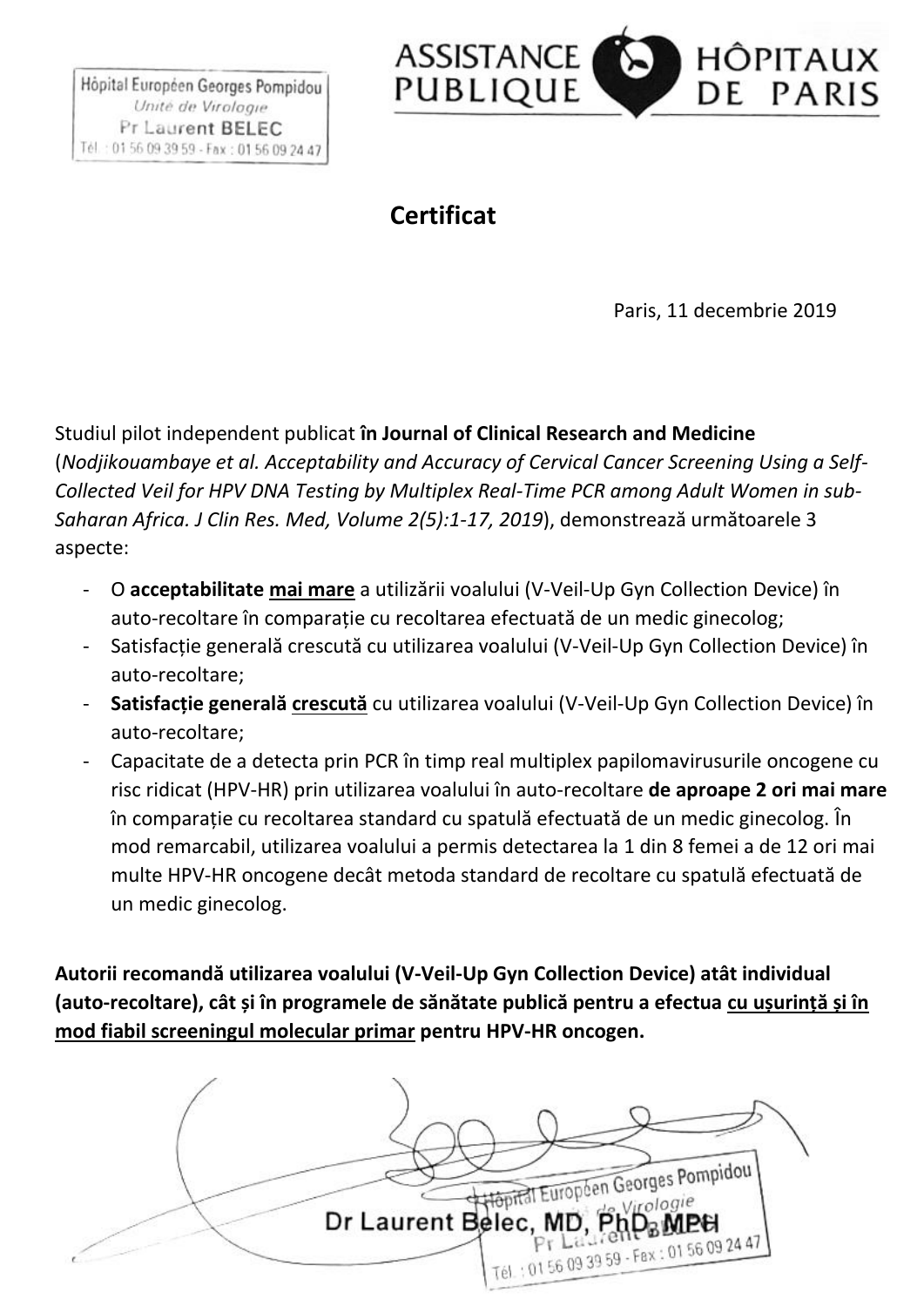Hôpital Européen Georges Pompidou
*Unité de Virologie*
Pr Laurent BELEC
Tél. : 01 56 09 39 59 - Fax : 01 56 09 24 47

ASSISTANCE PUBLIQUE HÔPITAUX DE PARIS

# Certificat

Paris, 11 decembrie 2019

Studiul pilot independent publicat **în Journal of Clinical Research and Medicine** (*Nodjikouambaye et al. Acceptability and Accuracy of Cervical Cancer Screening Using a Self-Collected Veil for HPV DNA Testing by Multiplex Real-Time PCR among Adult Women in sub-Saharan Africa. J Clin Res. Med, Volume 2(5):1-17, 2019*), demonstrează următoarele 3 aspecte:

- O **acceptabilitate** <u>**mai mare**</u> a utilizării voalului (V-Veil-Up Gyn Collection Device) în auto-recoltare în comparație cu recoltarea efectuată de un medic ginecolog;
- Satisfacție generală crescută cu utilizarea voalului (V-Veil-Up Gyn Collection Device) în auto-recoltare;
- **Satisfacție generală** <u>**crescută**</u> cu utilizarea voalului (V-Veil-Up Gyn Collection Device) în auto-recoltare;
- Capacitate de a detecta prin PCR în timp real multiplex papilomavirusurile oncogene cu risc ridicat (HPV-HR) prin utilizarea voalului în auto-recoltare **de aproape 2 ori mai mare** în comparație cu recoltarea standard cu spatulă efectuată de un medic ginecolog. În mod remarcabil, utilizarea voalului a permis detectarea la 1 din 8 femei a de 12 ori mai multe HPV-HR oncogene decât metoda standard de recoltare cu spatulă efectuată de un medic ginecolog.

**Autorii recomandă utilizarea voalului (V-Veil-Up Gyn Collection Device) atât individual (auto-recoltare), cât și în programele de sănătate publică pentru a efectua <u>cu ușurință și în mod fiabil screeningul molecular primar</u> pentru HPV-HR oncogen.**

Dr Laurent Belec, MD, PhD, MPH

Hôpital Européen Georges Pompidou
Unité de Virologie
Pr Laurent BELEC
Tél. : 01 56 09 39 59 - Fax : 01 56 09 24 47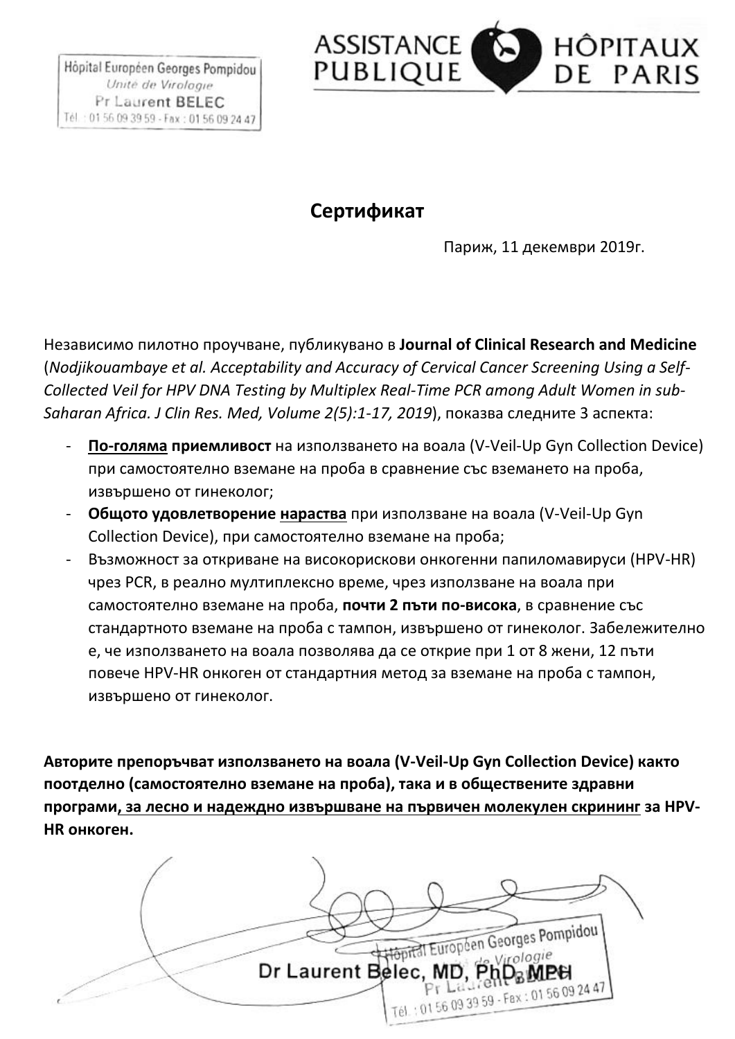Hôpital Européen Georges Pompidou
*Unité de Virologie*
Pr Laurent BELEC
Tél. : 01 56 09 39 59 - Fax : 01 56 09 24 47

ASSISTANCE PUBLIQUE HÔPITAUX DE PARIS

## Сертификат

Париж, 11 декември 2019г.

Независимо пилотно проучване, публикувано в **Journal of Clinical Research and Medicine** (*Nodjikouambaye et al. Acceptability and Accuracy of Cervical Cancer Screening Using a Self-Collected Veil for HPV DNA Testing by Multiplex Real-Time PCR among Adult Women in sub-Saharan Africa. J Clin Res. Med, Volume 2(5):1-17, 2019*), показва следните 3 аспекта:

- **<u>По-голяма</u> приемливост** на използването на воала (V-Veil-Up Gyn Collection Device) при самостоятелно вземане на проба в сравнение със вземането на проба, извършено от гинеколог;
- **Общото удовлетворение <u>нараства</u>** при използване на воала (V-Veil-Up Gyn Collection Device), при самостоятелно вземане на проба;
- Възможност за откриване на високорискови онкогенни папиломавируси (HPV-HR) чрез PCR, в реално мултиплексно време, чрез използване на воала при самостоятелно вземане на проба, **почти 2 пъти по-висока**, в сравнение със стандартното вземане на проба с тампон, извършено от гинеколог. Забележително е, че използването на воала позволява да се открие при 1 от 8 жени, 12 пъти повече HPV-HR онкоген от стандартния метод за вземане на проба с тампон, извършено от гинеколог.

**Авторите препоръчват използването на воала (V-Veil-Up Gyn Collection Device) както поотделно (самостоятелно вземане на проба), така и в обществените здравни програми<u>, за лесно и надеждно извършване на първичен молекулен скрининг</u> за HPV-HR онкоген.**

Dr Laurent Belec, MD, PhD, MPH

Hôpital Européen Georges Pompidou
Unité de Virologie
Pr Laurent BELEC
Tél. : 01 56 09 39 59 - Fax : 01 56 09 24 47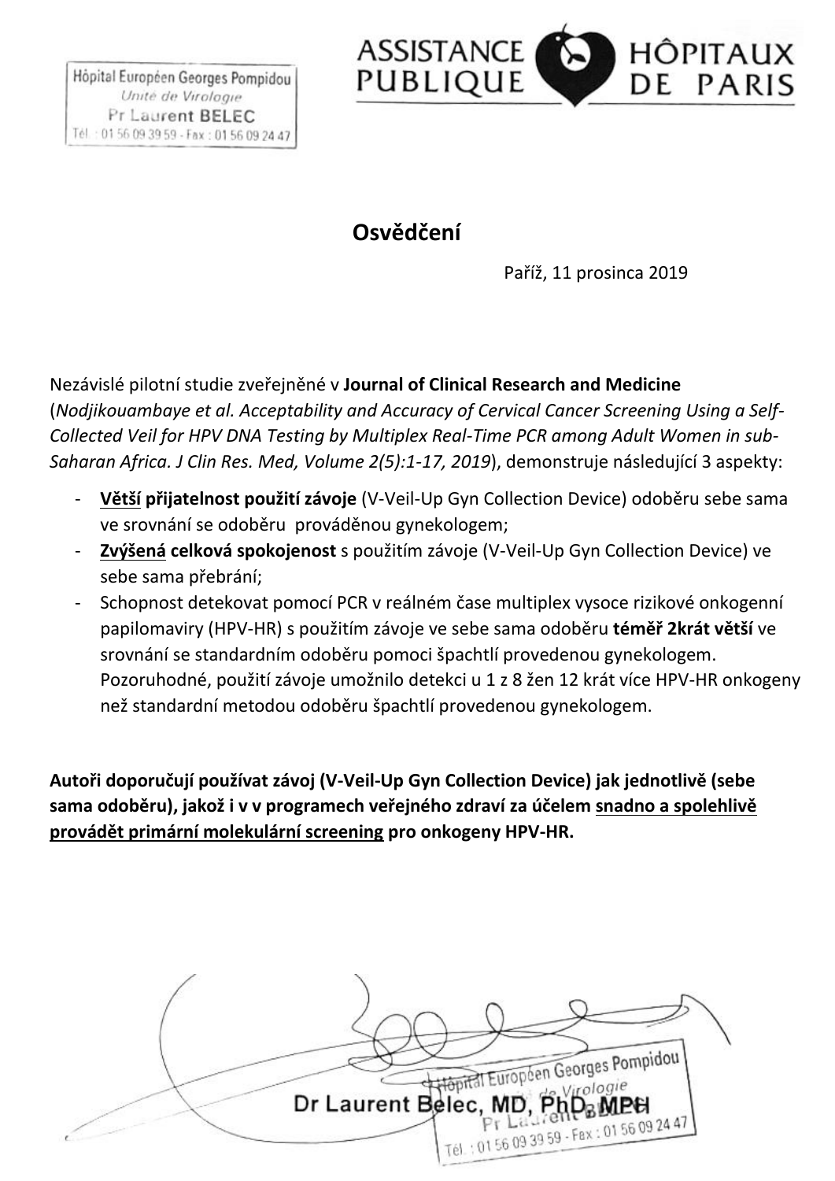Hôpital Européen Georges Pompidou
*Unité de Virologie*
Pr Laurent BELEC
Tél. : 01 56 09 39 59 - Fax : 01 56 09 24 47

ASSISTANCE PUBLIQUE HÔPITAUX DE PARIS

## Osvědčení

Paříž, 11 prosinca 2019

Nezávislé pilotní studie zveřejněné v **Journal of Clinical Research and Medicine** (*Nodjikouambaye et al. Acceptability and Accuracy of Cervical Cancer Screening Using a Self-Collected Veil for HPV DNA Testing by Multiplex Real-Time PCR among Adult Women in sub-Saharan Africa. J Clin Res. Med, Volume 2(5):1-17, 2019*), demonstruje následující 3 aspekty:

- **<u>Větší</u> přijatelnost použití závoje** (V-Veil-Up Gyn Collection Device) odoběru sebe sama ve srovnání se odoběru prováděnou gynekologem;
- **<u>Zvýšená</u> celková spokojenost** s použitím závoje (V-Veil-Up Gyn Collection Device) ve sebe sama přebrání;
- Schopnost detekovat pomocí PCR v reálném čase multiplex vysoce rizikové onkogenní papilomaviry (HPV-HR) s použitím závoje ve sebe sama odoběru **téměř 2krát větší** ve srovnání se standardním odoběru pomoci špachtlí provedenou gynekologem. Pozoruhodné, použití závoje umožnilo detekci u 1 z 8 žen 12 krát více HPV-HR onkogeny než standardní metodou odoběru špachtlí provedenou gynekologem.

**Autoři doporučují používat závoj (V-Veil-Up Gyn Collection Device) jak jednotlivě (sebe sama odoběru), jakož i v v programech veřejného zdraví za účelem <u>snadno a spolehlivě provádět primární molekulární screening</u> pro onkogeny HPV-HR.**

Dr Laurent Belec, MD, PhD, MPH

Hôpital Européen Georges Pompidou
Unité de Virologie
Pr Laurent BELEC
Tél. : 01 56 09 39 59 - Fax : 01 56 09 24 47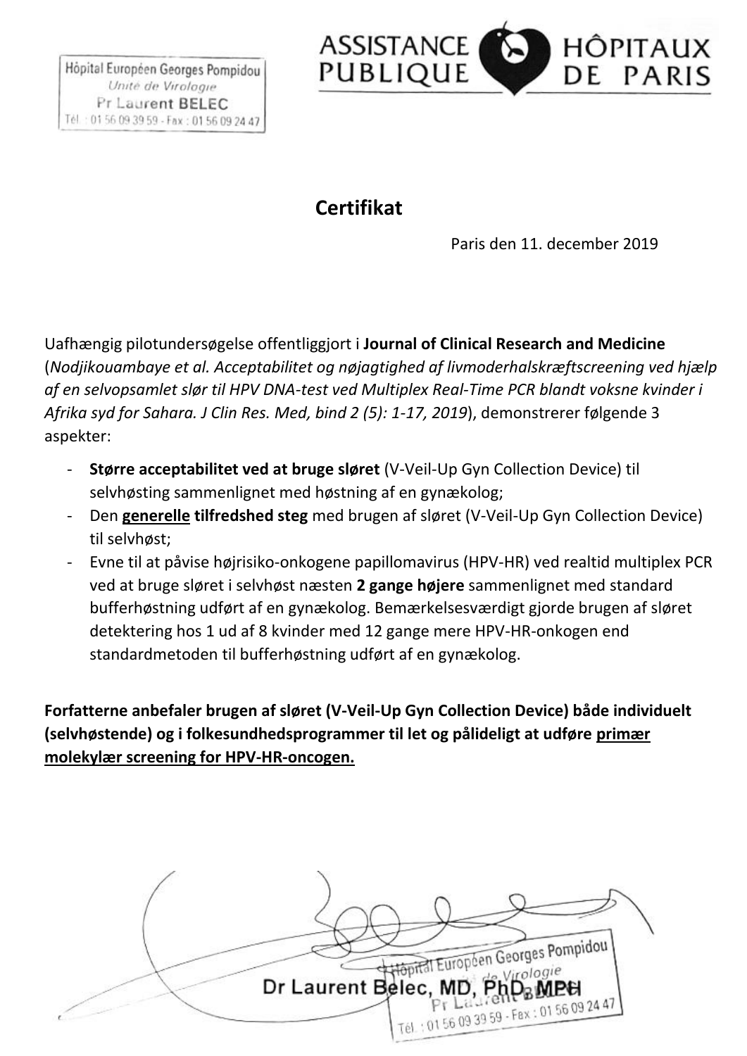Hôpital Européen Georges Pompidou
*Unité de Virologie*
Pr Laurent BELEC
Tél. : 01 56 09 39 59 - Fax : 01 56 09 24 47

ASSISTANCE PUBLIQUE HÔPITAUX DE PARIS

## Certifikat

Paris den 11. december 2019

Uafhængig pilotundersøgelse offentliggjort i **Journal of Clinical Research and Medicine** (*Nodjikouambaye et al. Acceptabilitet og nøjagtighed af livmoderhalskræftscreening ved hjælp af en selvopsamlet slør til HPV DNA-test ved Multiplex Real-Time PCR blandt voksne kvinder i Afrika syd for Sahara. J Clin Res. Med, bind 2 (5): 1-17, 2019*), demonstrerer følgende 3 aspekter:

- **Større acceptabilitet ved at bruge sløret** (V-Veil-Up Gyn Collection Device) til selvhøsting sammenlignet med høstning af en gynækolog;
- Den **generelle tilfredshed steg** med brugen af sløret (V-Veil-Up Gyn Collection Device) til selvhøst;
- Evne til at påvise højrisiko-onkogene papillomavirus (HPV-HR) ved realtid multiplex PCR ved at bruge sløret i selvhøst næsten **2 gange højere** sammenlignet med standard bufferhøstning udført af en gynækolog. Bemærkelsesværdigt gjorde brugen af sløret detektering hos 1 ud af 8 kvinder med 12 gange mere HPV-HR-onkogen end standardmetoden til bufferhøstning udført af en gynækolog.

**Forfatterne anbefaler brugen af sløret (V-Veil-Up Gyn Collection Device) både individuelt (selvhøstende) og i folkesundhedsprogrammer til let og pålideligt at udføre primær molekylær screening for HPV-HR-oncogen.**

Dr Laurent Belec, MD, PhD, MPH

Hôpital Européen Georges Pompidou
*Unité de Virologie*
Pr Laurent BELEC
Tél. : 01 56 09 39 59 - Fax : 01 56 09 24 47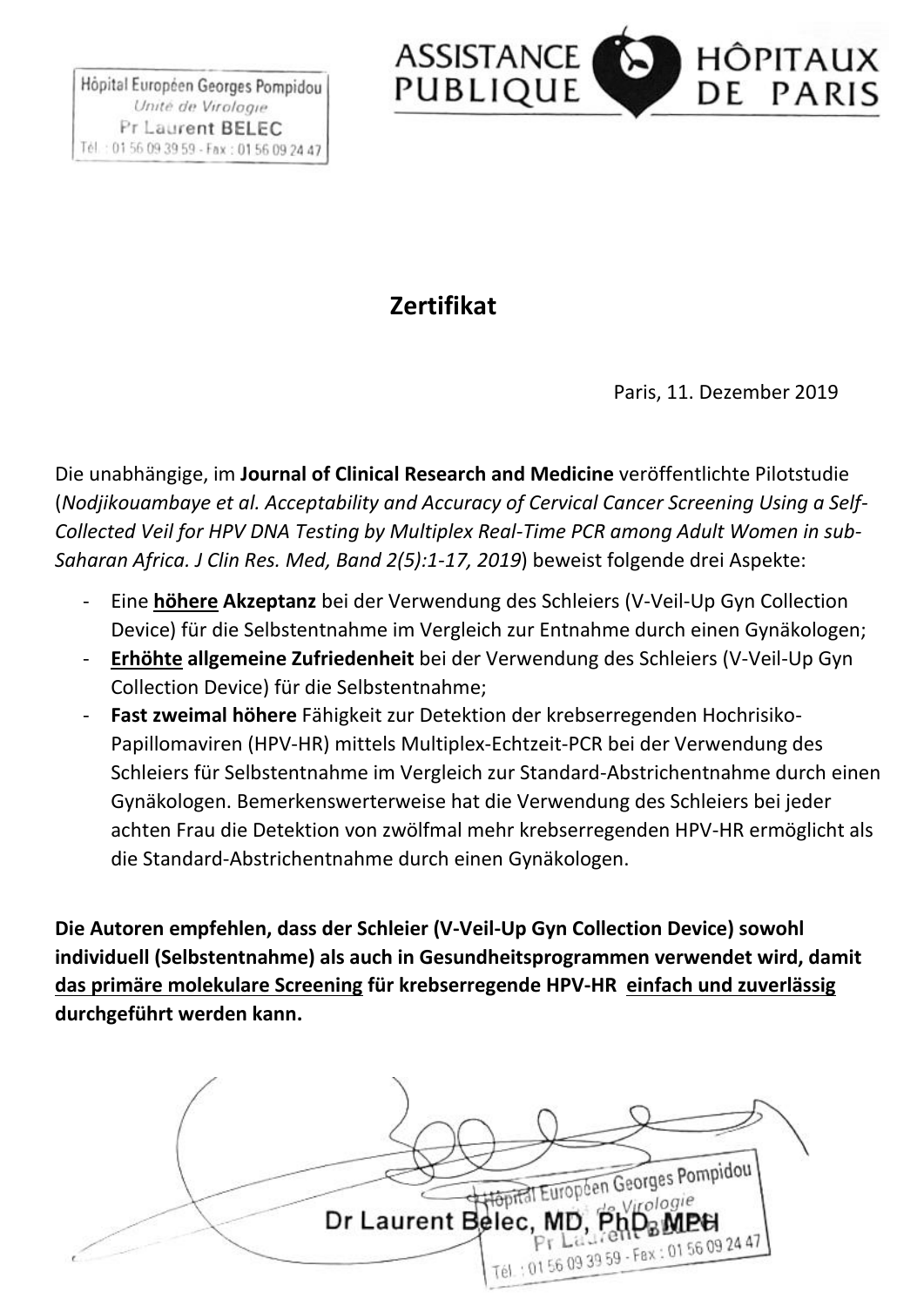Hôpital Européen Georges Pompidou
*Unité de Virologie*
Pr Laurent BELEC
Tél. : 01 56 09 39 59 - Fax : 01 56 09 24 47

ASSISTANCE PUBLIQUE HÔPITAUX DE PARIS

# Zertifikat

Paris, 11. Dezember 2019

Die unabhängige, im **Journal of Clinical Research and Medicine** veröffentlichte Pilotstudie (*Nodjikouambaye et al. Acceptability and Accuracy of Cervical Cancer Screening Using a Self-Collected Veil for HPV DNA Testing by Multiplex Real-Time PCR among Adult Women in sub-Saharan Africa. J Clin Res. Med, Band 2(5):1-17, 2019*) beweist folgende drei Aspekte:

- Eine **höhere Akzeptanz** bei der Verwendung des Schleiers (V-Veil-Up Gyn Collection Device) für die Selbstentnahme im Vergleich zur Entnahme durch einen Gynäkologen;
- **Erhöhte allgemeine Zufriedenheit** bei der Verwendung des Schleiers (V-Veil-Up Gyn Collection Device) für die Selbstentnahme;
- **Fast zweimal höhere** Fähigkeit zur Detektion der krebserregenden Hochrisiko-Papillomaviren (HPV-HR) mittels Multiplex-Echtzeit-PCR bei der Verwendung des Schleiers für Selbstentnahme im Vergleich zur Standard-Abstrichentnahme durch einen Gynäkologen. Bemerkenswerterweise hat die Verwendung des Schleiers bei jeder achten Frau die Detektion von zwölfmal mehr krebserregenden HPV-HR ermöglicht als die Standard-Abstrichentnahme durch einen Gynäkologen.

**Die Autoren empfehlen, dass der Schleier (V-Veil-Up Gyn Collection Device) sowohl individuell (Selbstentnahme) als auch in Gesundheitsprogrammen verwendet wird, damit das primäre molekulare Screening für krebserregende HPV-HR einfach und zuverlässig durchgeführt werden kann.**

Dr Laurent Belec, MD, PhD, MPH

Hôpital Européen Georges Pompidou
Unité de Virologie
Pr Laurent BELEC
Tél. : 01 56 09 39 59 - Fax : 01 56 09 24 47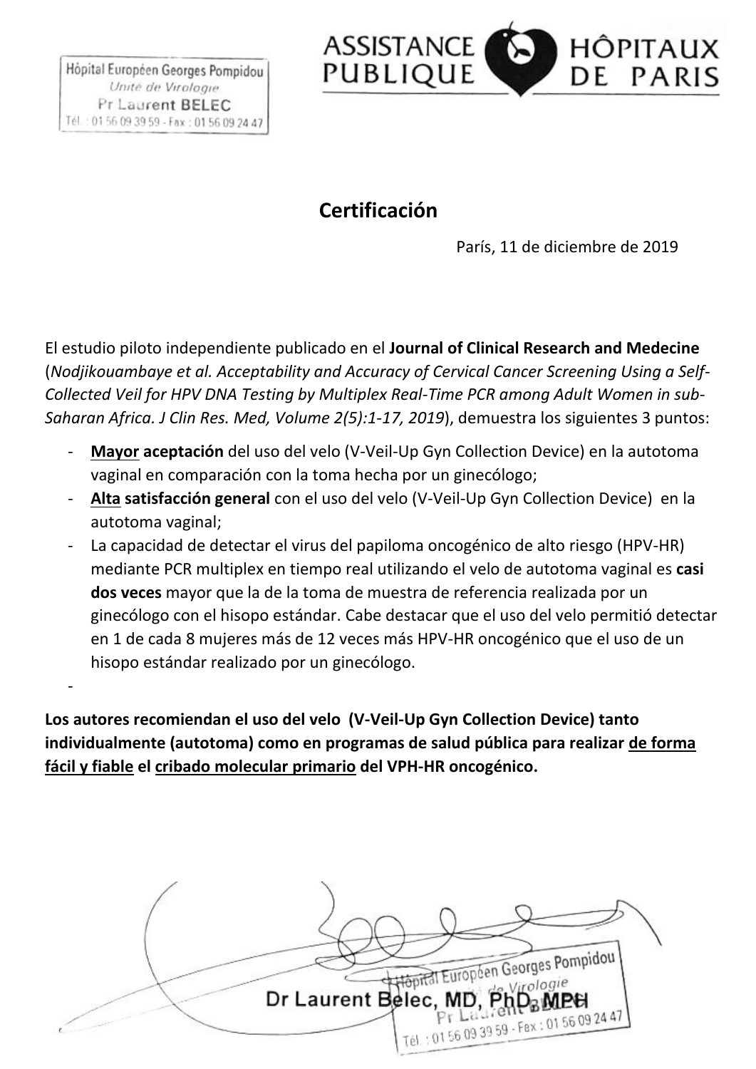Hôpital Européen Georges Pompidou
*Unité de Virologie*
Pr Laurent BELEC
Tél. : 01 56 09 39 59 - Fax : 01 56 09 24 47

ASSISTANCE PUBLIQUE HÔPITAUX DE PARIS

## Certificación

París, 11 de diciembre de 2019

El estudio piloto independiente publicado en el **Journal of Clinical Research and Medecine** (*Nodjikouambaye et al. Acceptability and Accuracy of Cervical Cancer Screening Using a Self-Collected Veil for HPV DNA Testing by Multiplex Real-Time PCR among Adult Women in sub-Saharan Africa. J Clin Res. Med, Volume 2(5):1-17, 2019*), demuestra los siguientes 3 puntos:

- <u>**Mayor**</u> **aceptación** del uso del velo (V-Veil-Up Gyn Collection Device) en la autotoma vaginal en comparación con la toma hecha por un ginecólogo;
- <u>**Alta**</u> **satisfacción general** con el uso del velo (V-Veil-Up Gyn Collection Device) en la autotoma vaginal;
- La capacidad de detectar el virus del papiloma oncogénico de alto riesgo (HPV-HR) mediante PCR multiplex en tiempo real utilizando el velo de autotoma vaginal es **casi dos veces** mayor que la de la toma de muestra de referencia realizada por un ginecólogo con el hisopo estándar. Cabe destacar que el uso del velo permitió detectar en 1 de cada 8 mujeres más de 12 veces más HPV-HR oncogénico que el uso de un hisopo estándar realizado por un ginecólogo.
-

**Los autores recomiendan el uso del velo (V-Veil-Up Gyn Collection Device) tanto individualmente (autotoma) como en programas de salud pública para realizar <u>de forma fácil y fiable</u> el <u>cribado molecular primario</u> del VPH-HR oncogénico.**

Dr Laurent Belec, MD, PhD, MPH

Hôpital Européen Georges Pompidou
*Unité de Virologie*
Pr Laurent BELEC
Tél. : 01 56 09 39 59 - Fax : 01 56 09 24 47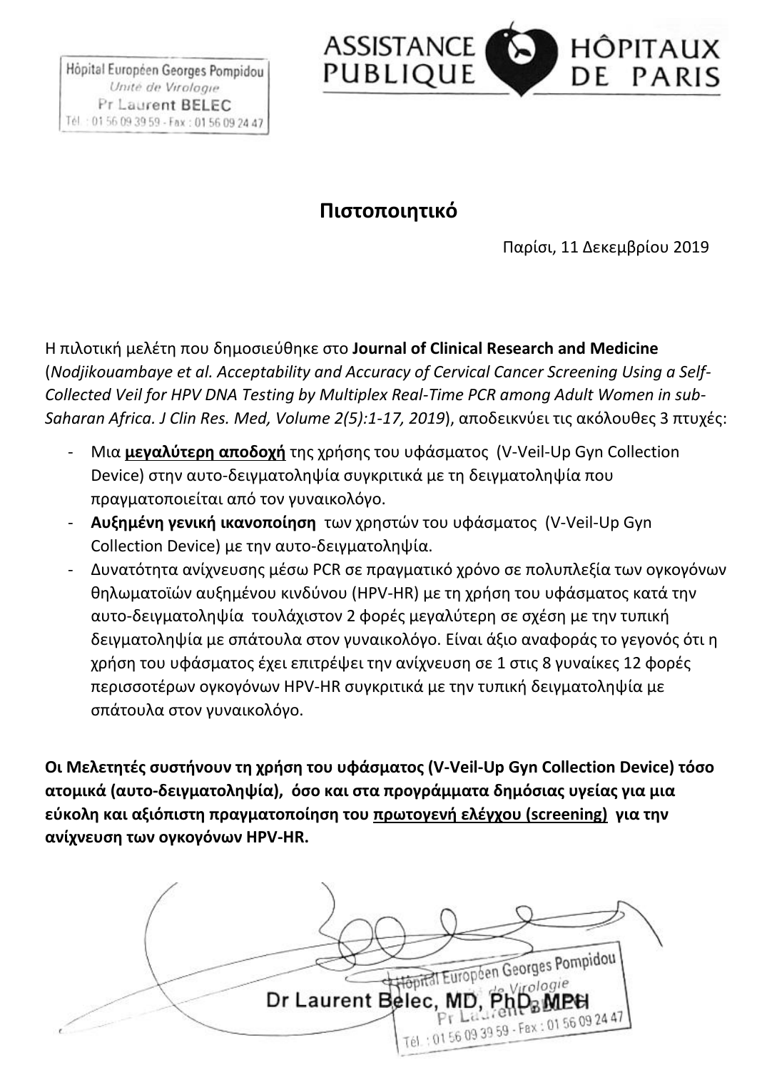Hôpital Européen Georges Pompidou
*Unité de Virologie*
Pr Laurent BELEC
Tél. : 01 56 09 39 59 - Fax : 01 56 09 24 47

ASSISTANCE PUBLIQUE HÔPITAUX DE PARIS

## Πιστοποιητικό

Παρίσι, 11 Δεκεμβρίου 2019

Η πιλοτική μελέτη που δημοσιεύθηκε στο **Journal of Clinical Research and Medicine** (*Nodjikouambaye et al. Acceptability and Accuracy of Cervical Cancer Screening Using a Self-Collected Veil for HPV DNA Testing by Multiplex Real-Time PCR among Adult Women in sub-Saharan Africa. J Clin Res. Med, Volume 2(5):1-17, 2019*), αποδεικνύει τις ακόλουθες 3 πτυχές:

- Μια **μεγαλύτερη αποδοχή** της χρήσης του υφάσματος (V-Veil-Up Gyn Collection Device) στην αυτο-δειγματοληψία συγκριτικά με τη δειγματοληψία που πραγματοποιείται από τον γυναικολόγο.
- **Αυξημένη γενική ικανοποίηση** των χρηστών του υφάσματος (V-Veil-Up Gyn Collection Device) με την αυτο-δειγματοληψία.
- Δυνατότητα ανίχνευσης μέσω PCR σε πραγματικό χρόνο σε πολυπλεξία των ογκογόνων θηλωματοϊών αυξημένου κινδύνου (HPV-HR) με τη χρήση του υφάσματος κατά την αυτο-δειγματοληψία τουλάχιστον 2 φορές μεγαλύτερη σε σχέση με την τυπική δειγματοληψία με σπάτουλα στον γυναικολόγο. Είναι άξιο αναφοράς το γεγονός ότι η χρήση του υφάσματος έχει επιτρέψει την ανίχνευση σε 1 στις 8 γυναίκες 12 φορές περισσοτέρων ογκογόνων HPV-HR συγκριτικά με την τυπική δειγματοληψία με σπάτουλα στον γυναικολόγο.

**Οι Μελετητές συστήνουν τη χρήση του υφάσματος (V-Veil-Up Gyn Collection Device) τόσο ατομικά (αυτο-δειγματοληψία), όσο και στα προγράμματα δημόσιας υγείας για μια εύκολη και αξιόπιστη πραγματοποίηση του πρωτογενή ελέγχου (screening) για την ανίχνευση των ογκογόνων HPV-HR.**

Dr Laurent Belec, MD, PhD, MPH

Hôpital Européen Georges Pompidou
Unité de Virologie
Pr Laurent BELEC
Tél. : 01 56 09 39 59 - Fax : 01 56 09 24 47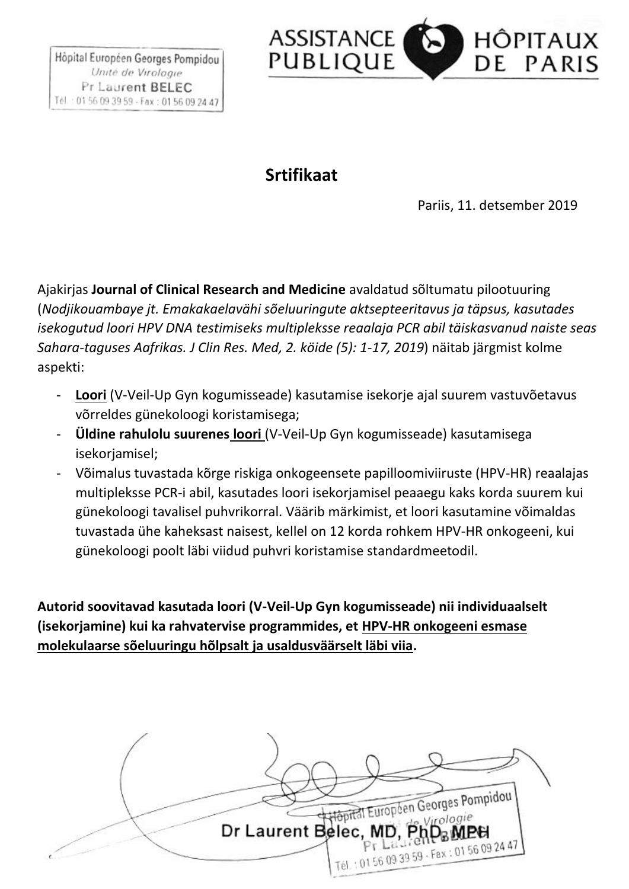Hôpital Européen Georges Pompidou
*Unité de Virologie*
Pr Laurent BELEC
Tél. : 01 56 09 39 59 - Fax : 01 56 09 24 47

ASSISTANCE PUBLIQUE HÔPITAUX DE PARIS

## Srtifikaat

Pariis, 11. detsember 2019

Ajakirjas **Journal of Clinical Research and Medicine** avaldatud sõltumatu pilootuuring (*Nodjikouambaye jt. Emakakaelavähi sõeluuringute aktsepteeritavus ja täpsus, kasutades isekogutud loori HPV DNA testimiseks multipleksse reaalaja PCR abil täiskasvanud naiste seas Sahara-taguses Aafrikas. J Clin Res. Med, 2. köide (5): 1-17, 2019*) näitab järgmist kolme aspekti:

- **Loori** (V-Veil-Up Gyn kogumisseade) kasutamise isekorje ajal suurem vastuvõetavus võrreldes günekoloogi koristamisega;
- **Üldine rahulolu suurenes loori** (V-Veil-Up Gyn kogumisseade) kasutamisega isekorjamisel;
- Võimalus tuvastada kõrge riskiga onkogeensete papilloomiviiruste (HPV-HR) reaalajas multipleksse PCR-i abil, kasutades loori isekorjamisel peaaegu kaks korda suurem kui günekoloogi tavalisel puhvrikorral. Väärib märkimist, et loori kasutamine võimaldas tuvastada ühe kaheksast naisest, kellel on 12 korda rohkem HPV-HR onkogeeni, kui günekoloogi poolt läbi viidud puhvri koristamise standardmeetodil.

**Autorid soovitavad kasutada loori (V-Veil-Up Gyn kogumisseade) nii individuaalselt (isekorjamine) kui ka rahvatervise programmides, et HPV-HR onkogeeni esmase molekulaarse sõeluuringu hõlpsalt ja usaldusväärselt läbi viia.**

Dr Laurent Belec, MD, PhD, MPH

Hôpital Européen Georges Pompidou
*Unité de Virologie*
Pr Laurent BELEC
Tél. : 01 56 09 39 59 - Fax : 01 56 09 24 47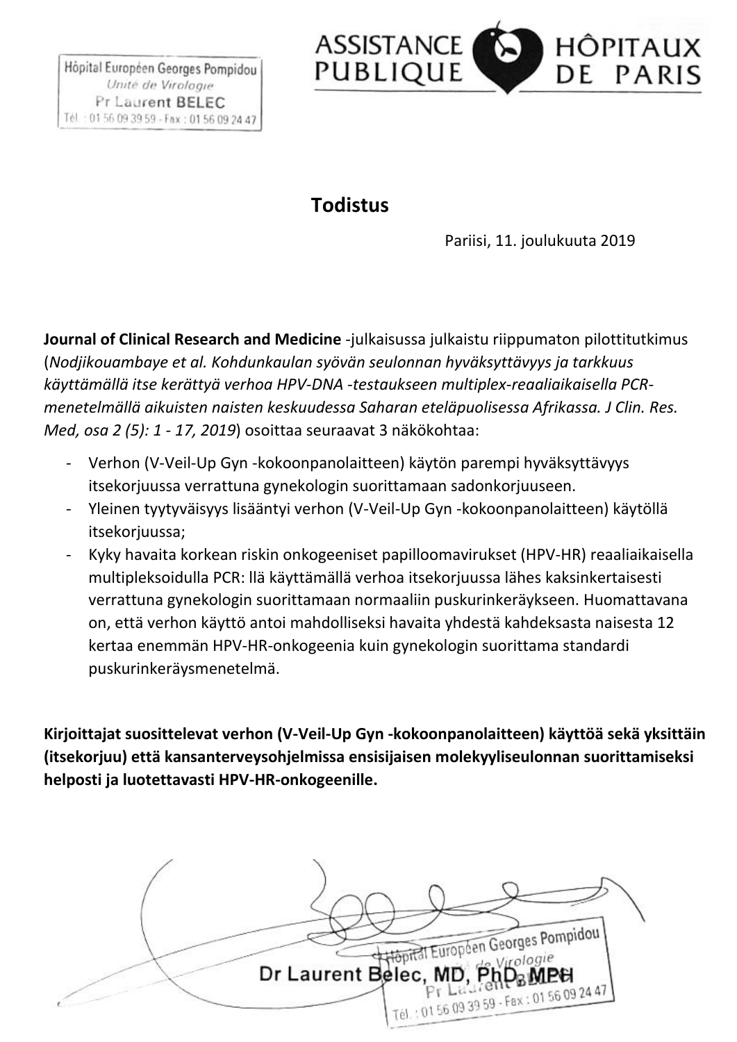Hôpital Européen Georges Pompidou
*Unité de Virologie*
Pr Laurent BELEC
Tél. : 01 56 09 39 59 - Fax : 01 56 09 24 47

ASSISTANCE PUBLIQUE HÔPITAUX DE PARIS

# Todistus

Pariisi, 11. joulukuuta 2019

**Journal of Clinical Research and Medicine** -julkaisussa julkaistu riippumaton pilottitutkimus (*Nodjikouambaye et al. Kohdunkaulan syövän seulonnan hyväksyttävyys ja tarkkuus käyttämällä itse kerättyä verhoa HPV-DNA -testaukseen multiplex-reaaliaikaisella PCR-menetelmällä aikuisten naisten keskuudessa Saharan eteläpuolisessa Afrikassa. J Clin. Res. Med, osa 2 (5): 1 - 17, 2019*) osoittaa seuraavat 3 näkökohtaa:

- Verhon (V-Veil-Up Gyn -kokoonpanolaitteen) käytön parempi hyväksyttävyys itsekorjuussa verrattuna gynekologin suorittamaan sadonkorjuuseen.
- Yleinen tyytyväisyys lisääntyi verhon (V-Veil-Up Gyn -kokoonpanolaitteen) käytöllä itsekorjuussa;
- Kyky havaita korkean riskin onkogeeniset papilloomavirukset (HPV-HR) reaaliaikaisella multipleksoidulla PCR: llä käyttämällä verhoa itsekorjuussa lähes kaksinkertaisesti verrattuna gynekologin suorittamaan normaaliin puskurinkeräykseen. Huomattavana on, että verhon käyttö antoi mahdolliseksi havaita yhdestä kahdeksasta naisesta 12 kertaa enemmän HPV-HR-onkogeenia kuin gynekologin suorittama standardi puskurinkeräysmenetelmä.

**Kirjoittajat suosittelevat verhon (V-Veil-Up Gyn -kokoonpanolaitteen) käyttöä sekä yksittäin (itsekorjuu) että kansanterveysohjelmissa ensisijaisen molekyyliseulonnan suorittamiseksi helposti ja luotettavasti HPV-HR-onkogeenille.**

Dr Laurent Belec, MD, PhD, MPH

Hôpital Européen Georges Pompidou
*Unité de Virologie*
Pr Laurent BELEC
Tél. : 01 56 09 39 59 - Fax : 01 56 09 24 47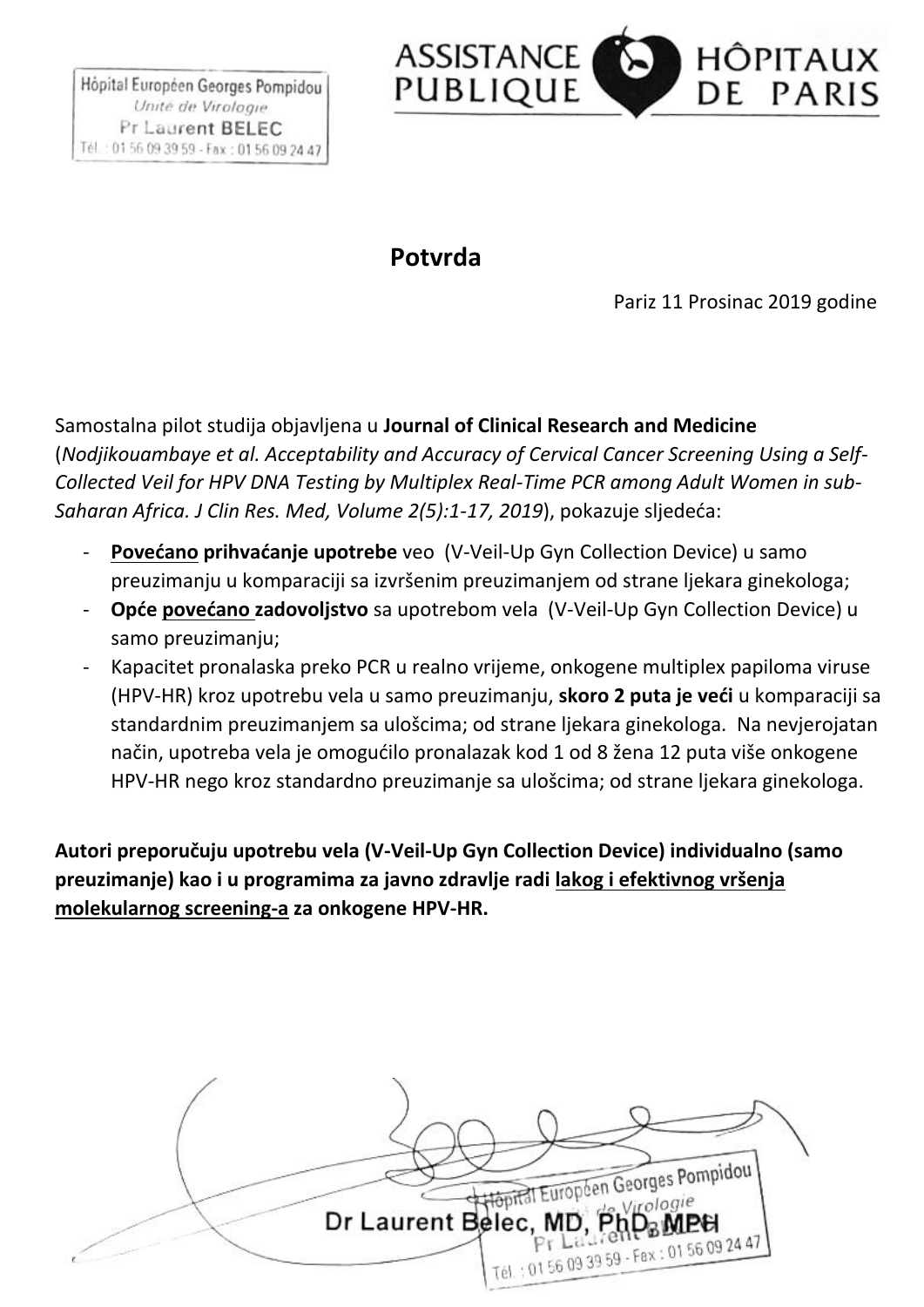Hôpital Européen Georges Pompidou
*Unité de Virologie*
Pr Laurent BELEC
Tél. : 01 56 09 39 59 - Fax : 01 56 09 24 47

ASSISTANCE PUBLIQUE HÔPITAUX DE PARIS

## Potvrda

Pariz 11 Prosinac 2019 godine

Samostalna pilot studija objavljena u **Journal of Clinical Research and Medicine** (*Nodjikouambaye et al. Acceptability and Accuracy of Cervical Cancer Screening Using a Self-Collected Veil for HPV DNA Testing by Multiplex Real-Time PCR among Adult Women in sub-Saharan Africa. J Clin Res. Med, Volume 2(5):1-17, 2019*), pokazuje sljedeća:

- **Povećano prihvaćanje upotrebe** veo (V-Veil-Up Gyn Collection Device) u samo preuzimanju u komparaciji sa izvršenim preuzimanjem od strane ljekara ginekologa;
- **Opće povećano zadovoljstvo** sa upotrebom vela (V-Veil-Up Gyn Collection Device) u samo preuzimanju;
- Kapacitet pronalaska preko PCR u realno vrijeme, onkogene multiplex papiloma viruse (HPV-HR) kroz upotrebu vela u samo preuzimanju, **skoro 2 puta je veći** u komparaciji sa standardnim preuzimanjem sa uološcima; od strane ljekara ginekologa. Na nevjerojatan način, upotreba vela je omogućilo pronalazak kod 1 od 8 žena 12 puta više onkogene HPV-HR nego kroz standardno preuzimanje sa uološcima; od strane ljekara ginekologa.

**Autori preporučuju upotrebu vela (V-Veil-Up Gyn Collection Device) individualno (samo preuzimanje) kao i u programima za javno zdravlje radi lakog i efektivnog vršenja molekularnog screening-a za onkogene HPV-HR.**

Dr Laurent Belec, MD, PhD, MPH

Hôpital Européen Georges Pompidou
*Unité de Virologie*
Pr Laurent BELEC
Tél. : 01 56 09 39 59 - Fax : 01 56 09 24 47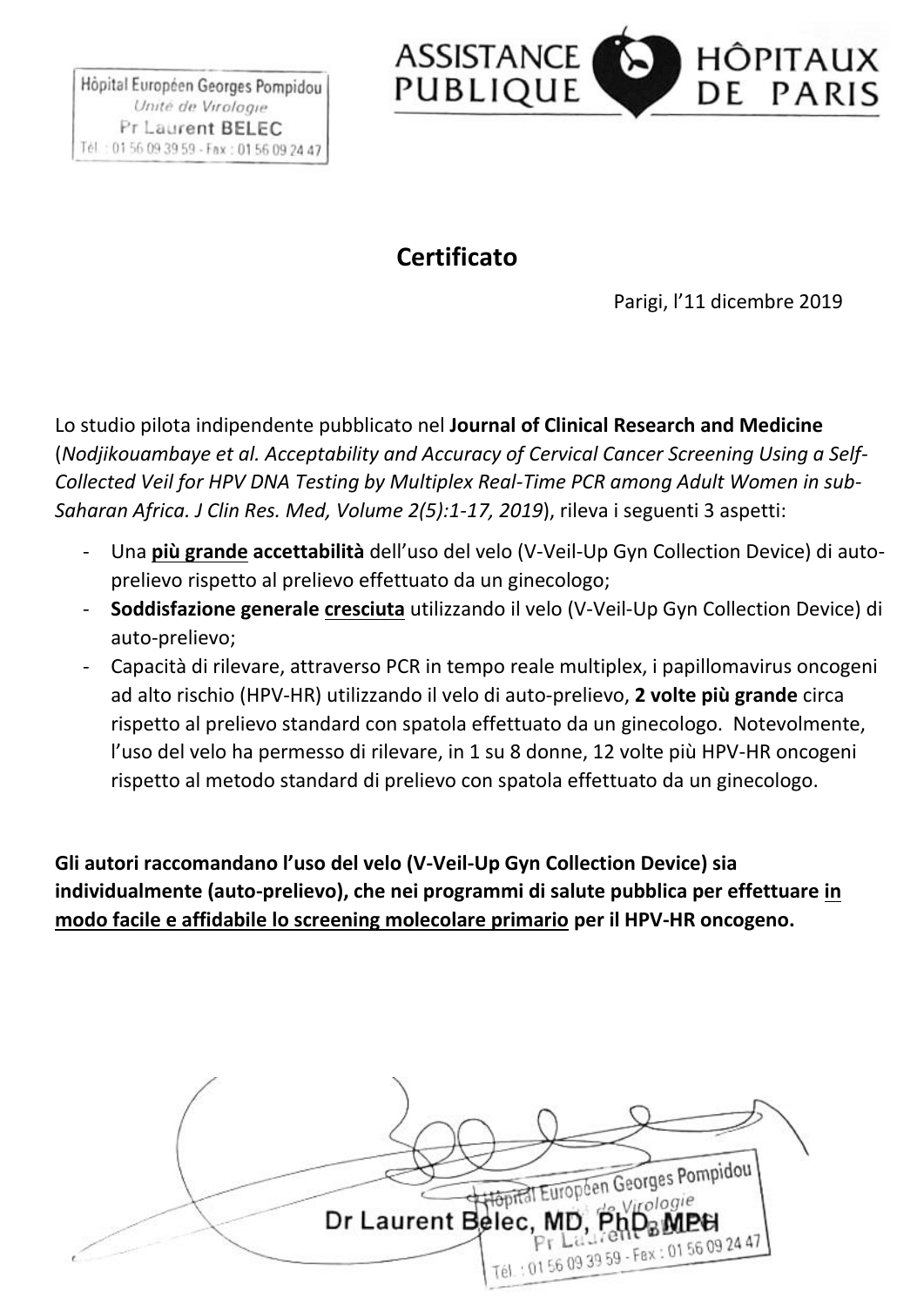Hôpital Européen Georges Pompidou
Unité de Virologie
Pr Laurent BELEC
Tél. : 01 56 09 39 59 - Fax : 01 56 09 24 47

ASSISTANCE PUBLIQUE HÔPITAUX DE PARIS

## Certificato

Parigi, l'11 dicembre 2019

Lo studio pilota indipendente pubblicato nel **Journal of Clinical Research and Medicine** (*Nodjikouambaye et al. Acceptability and Accuracy of Cervical Cancer Screening Using a Self-Collected Veil for HPV DNA Testing by Multiplex Real-Time PCR among Adult Women in sub-Saharan Africa. J Clin Res. Med, Volume 2(5):1-17, 2019*), rileva i seguenti 3 aspetti:

- Una **<u>più grande</u> accettabilità** dell'uso del velo (V-Veil-Up Gyn Collection Device) di auto-prelievo rispetto al prelievo effettuato da un ginecologo;
- **Soddisfazione generale <u>cresciuta</u>** utilizzando il velo (V-Veil-Up Gyn Collection Device) di auto-prelievo;
- Capacità di rilevare, attraverso PCR in tempo reale multiplex, i papillomavirus oncogeni ad alto rischio (HPV-HR) utilizzando il velo di auto-prelievo, **2 volte più grande** circa rispetto al prelievo standard con spatola effettuato da un ginecologo. Notevolmente, l'uso del velo ha permesso di rilevare, in 1 su 8 donne, 12 volte più HPV-HR oncogeni rispetto al metodo standard di prelievo con spatola effettuato da un ginecologo.

**Gli autori raccomandano l'uso del velo (V-Veil-Up Gyn Collection Device) sia individualmente (auto-prelievo), che nei programmi di salute pubblica per effettuare <u>in modo facile e affidabile lo screening molecolare primario</u> per il HPV-HR oncogeno.**

Dr Laurent Belec, MD, PhD, MPH

Hôpital Européen Georges Pompidou
Unité de Virologie
Pr Laurent BELEC
Tél. : 01 56 09 39 59 - Fax : 01 56 09 24 47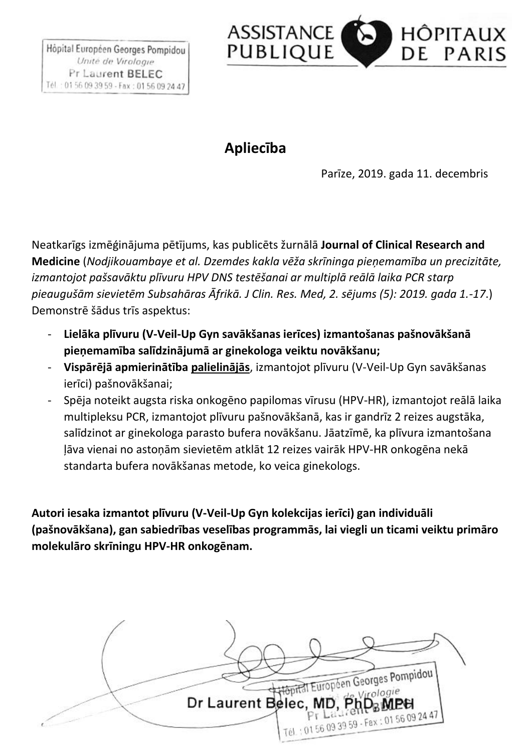Hôpital Européen Georges Pompidou
*Unité de Virologie*
Pr Laurent BELEC
Tél. : 01 56 09 39 59 - Fax : 01 56 09 24 47

ASSISTANCE PUBLIQUE HÔPITAUX DE PARIS

## Apliecība

Parīze, 2019. gada 11. decembris

Neatkarīgs izmēģinājuma pētījums, kas publicēts žurnālā **Journal of Clinical Research and Medicine** (*Nodjikouambaye et al. Dzemdes kakla vēža skrīninga pieņemamība un precizitāte, izmantojot pašsavāktu plīvuru HPV DNS testēšanai ar multiplā reālā laika PCR starp pieaugušām sievietēm Subsahāras Āfrikā. J Clin. Res. Med, 2. sējums (5): 2019. gada 1.-17.*) Demonstrē šādus trīs aspektus:

- **Lielāka plīvuru (V-Veil-Up Gyn savākšanas ierīces) izmantošanas pašnovākšanā pieņemamība salīdzinājumā ar ginekologa veiktu novākšanu;**
- **Vispārējā apmierinātība** <u>**palielinājās**</u>, izmantojot plīvuru (V-Veil-Up Gyn savākšanas ierīci) pašnovākšanai;
- Spēja noteikt augsta riska onkogēno papilomas vīrusu (HPV-HR), izmantojot reālā laika multipleksu PCR, izmantojot plīvuru pašnovākšanā, kas ir gandrīz 2 reizes augstāka, salīdzinot ar ginekologa parasto bufera novākšanu. Jāatzīmē, ka plīvura izmantošana ļāva vienai no astoņām sievietēm atklāt 12 reizes vairāk HPV-HR onkogēna nekā standarta bufera novākšanas metode, ko veica ginekologs.

**Autori iesaka izmantot plīvuru (V-Veil-Up Gyn kolekcijas ierīci) gan individuāli (pašnovākšana), gan sabiedrības veselības programmās, lai viegli un ticami veiktu primāro molekulāro skrīningu HPV-HR onkogēnam.**

Dr Laurent Belec, MD, PhD, MPH

Hôpital Européen Georges Pompidou
Unité de Virologie
Pr Laurent BELEC
Tél. : 01 56 09 39 59 - Fax : 01 56 09 24 47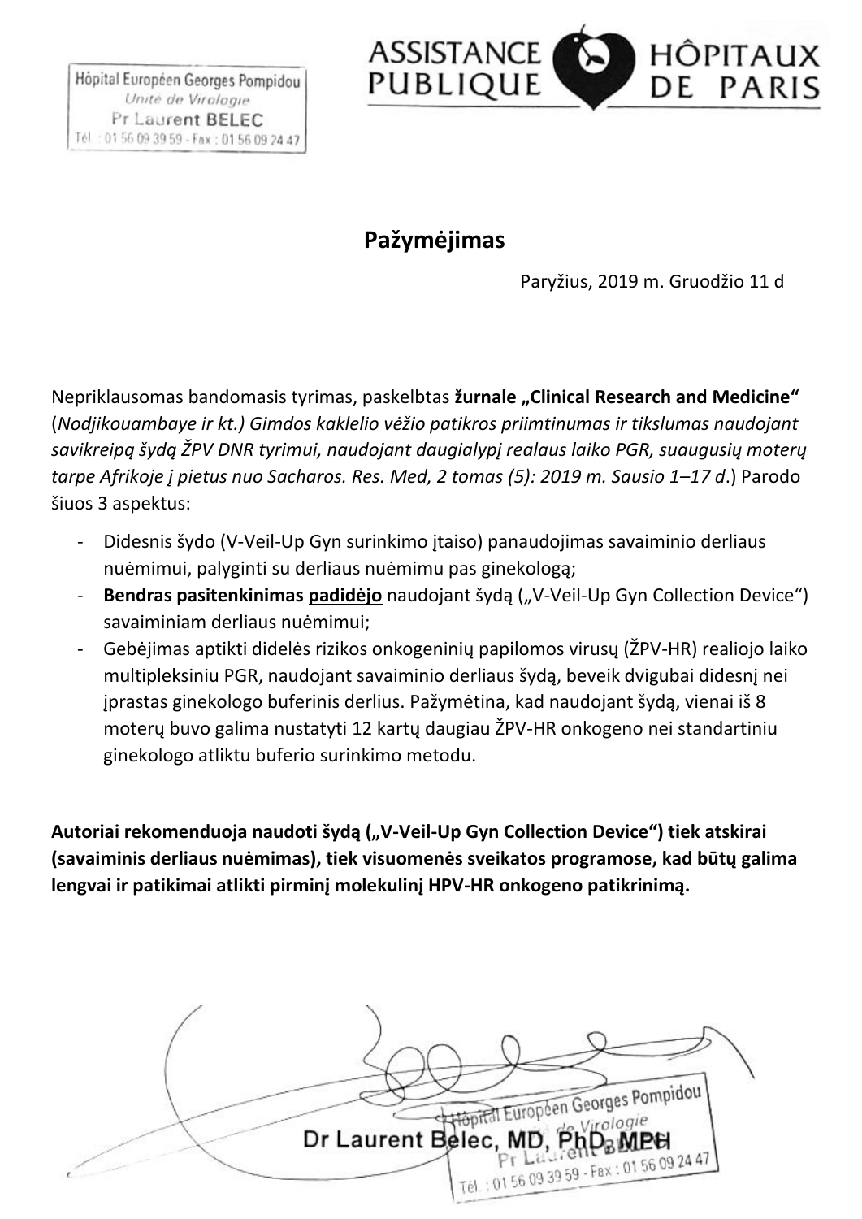Hôpital Européen Georges Pompidou
*Unité de Virologie*
Pr Laurent BELEC
Tél. : 01 56 09 39 59 - Fax : 01 56 09 24 47

ASSISTANCE PUBLIQUE HÔPITAUX DE PARIS

## Pažymėjimas

Paryžius, 2019 m. Gruodžio 11 d

Nepriklausomas bandomasis tyrimas, paskelbtas **žurnale „Clinical Research and Medicine“** (*Nodjikouambaye ir kt.) Gimdos kaklelio vėžio patikros priimtinumas ir tikslumas naudojant savikreipą šydą ŽPV DNR tyrimui, naudojant daugialypį realaus laiko PGR, suaugusių moterų tarpe Afrikoje į pietus nuo Sacharos. Res. Med, 2 tomas (5): 2019 m. Sausio 1–17 d*.) Parodo šiuos 3 aspektus:

- Didesnis šydo (V-Veil-Up Gyn surinkimo įtaiso) panaudojimas savaiminio derliaus nuėmimui, palyginti su derliaus nuėmimu pas ginekologą;
- **Bendras pasitenkinimas padidėjo** naudojant šydą („V-Veil-Up Gyn Collection Device“) savaiminiam derliaus nuėmimui;
- Gebėjimas aptikti didelės rizikos onkogeninių papilomos virusų (ŽPV-HR) realiojo laiko multipleksiniu PGR, naudojant savaiminio derliaus šydą, beveik dvigubai didesnį nei įprastas ginekologo buferinis derlius. Pažymėtina, kad naudojant šydą, vienai iš 8 moterų buvo galima nustatyti 12 kartų daugiau ŽPV-HR onkogeno nei standartiniu ginekologo atliktu buferio surinkimo metodu.

**Autoriai rekomenduoja naudoti šydą („V-Veil-Up Gyn Collection Device“) tiek atskirai (savaiminis derliaus nuėmimas), tiek visuomenės sveikatos programose, kad būtų galima lengvai ir patikimai atlikti pirminį molekulinį HPV-HR onkogeno patikrinimą.**

Dr Laurent Belec, MD, PhD, MPH

Hôpital Européen Georges Pompidou
*Unité de Virologie*
Pr Laurent BELEC
Tél. : 01 56 09 39 59 - Fax : 01 56 09 24 47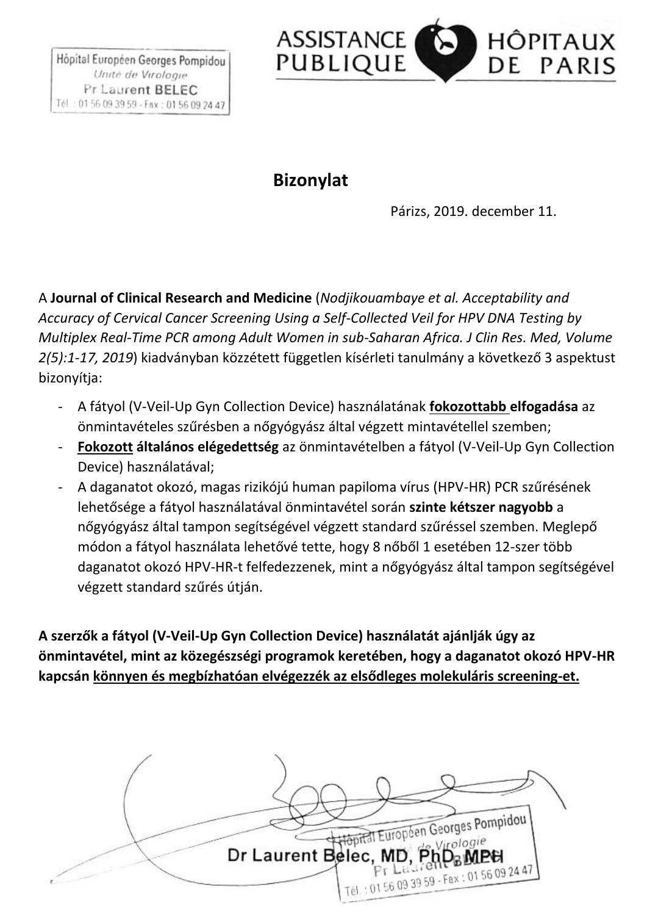Hôpital Européen Georges Pompidou
*Unité de Virologie*
Pr Laurent BELEC
Tél. : 01 56 09 39 59 - Fax : 01 56 09 24 47

ASSISTANCE PUBLIQUE HÔPITAUX DE PARIS

## Bizonylat

Párizs, 2019. december 11.

A **Journal of Clinical Research and Medicine** (*Nodjikouambaye et al. Acceptability and Accuracy of Cervical Cancer Screening Using a Self-Collected Veil for HPV DNA Testing by Multiplex Real-Time PCR among Adult Women in sub-Saharan Africa. J Clin Res. Med, Volume 2(5):1-17, 2019*) kiadványban közzétett független kísérleti tanulmány a következő 3 aspektust bizonyítja:

- A fátyol (V-Veil-Up Gyn Collection Device) használatának **fokozottabb elfogadása** az önmintavételes szűrésben a nőgyógyász által végzett mintavétellel szemben;
- **Fokozott általános elégedettség** az önmintavételben a fátyol (V-Veil-Up Gyn Collection Device) használatával;
- A daganatot okozó, magas rizikójú human papiloma vírus (HPV-HR) PCR szűrésének lehetősége a fátyol használatával önmintavétel során **szinte kétszer nagyobb** a nőgyógyász által tampon segítségével végzett standard szűréssel szemben. Meglepő módon a fátyol használata lehetővé tette, hogy 8 nőből 1 esetében 12-szer több daganatot okozó HPV-HR-t felfedezzenek, mint a nőgyógyász által tampon segítségével végzett standard szűrés útján.

**A szerzők a fátyol (V-Veil-Up Gyn Collection Device) használatát ajánlják úgy az önmintavétel, mint az közegészségi programok keretében, hogy a daganatot okozó HPV-HR kapcsán könnyen és megbízhatóan elvégezzék az elsődleges molekuláris screening-et.**

Hôpital Européen Georges Pompidou
*Unité de Virologie*
Pr Laurent BELEC
Tél. : 01 56 09 39 59 - Fax : 01 56 09 24 47

Dr Laurent Belec, MD, PhD, MPH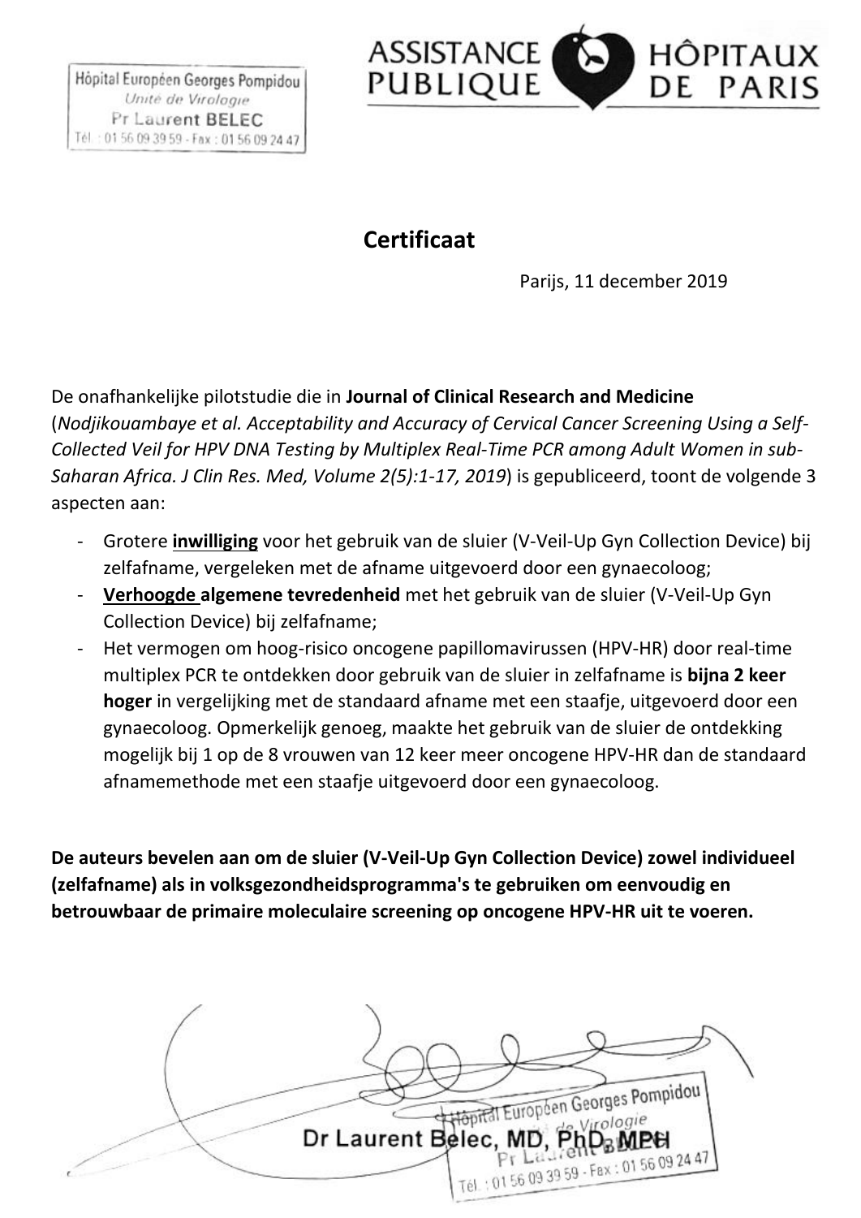Hôpital Européen Georges Pompidou
*Unité de Virologie*
Pr Laurent BELEC
Tél. : 01 56 09 39 59 - Fax : 01 56 09 24 47

ASSISTANCE PUBLIQUE HÔPITAUX DE PARIS

## Certificaat

Parijs, 11 december 2019

De onafhankelijke pilotstudie die in **Journal of Clinical Research and Medicine** (*Nodjikouambaye et al. Acceptability and Accuracy of Cervical Cancer Screening Using a Self-Collected Veil for HPV DNA Testing by Multiplex Real-Time PCR among Adult Women in sub-Saharan Africa. J Clin Res. Med, Volume 2(5):1-17, 2019*) is gepubliceerd, toont de volgende 3 aspecten aan:

- Grotere **inwilliging** voor het gebruik van de sluier (V-Veil-Up Gyn Collection Device) bij zelfafname, vergeleken met de afname uitgevoerd door een gynaecoloog;
- **Verhoogde algemene tevredenheid** met het gebruik van de sluier (V-Veil-Up Gyn Collection Device) bij zelfafname;
- Het vermogen om hoog-risico oncogene papillomavirussen (HPV-HR) door real-time multiplex PCR te ontdekken door gebruik van de sluier in zelfafname is **bijna 2 keer hoger** in vergelijking met de standaard afname met een staafje, uitgevoerd door een gynaecoloog. Opmerkelijk genoeg, maakte het gebruik van de sluier de ontdekking mogelijk bij 1 op de 8 vrouwen van 12 keer meer oncogene HPV-HR dan de standaard afnamemethode met een staafje uitgevoerd door een gynaecoloog.

**De auteurs bevelen aan om de sluier (V-Veil-Up Gyn Collection Device) zowel individueel (zelfafname) als in volksgezondheidsprogramma's te gebruiken om eenvoudig en betrouwbaar de primaire moleculaire screening op oncogene HPV-HR uit te voeren.**

Dr Laurent Belec, MD, PhD, MPH

Hôpital Européen Georges Pompidou
*Unité de Virologie*
Pr Laurent BELEC
Tél. : 01 56 09 39 59 - Fax : 01 56 09 24 47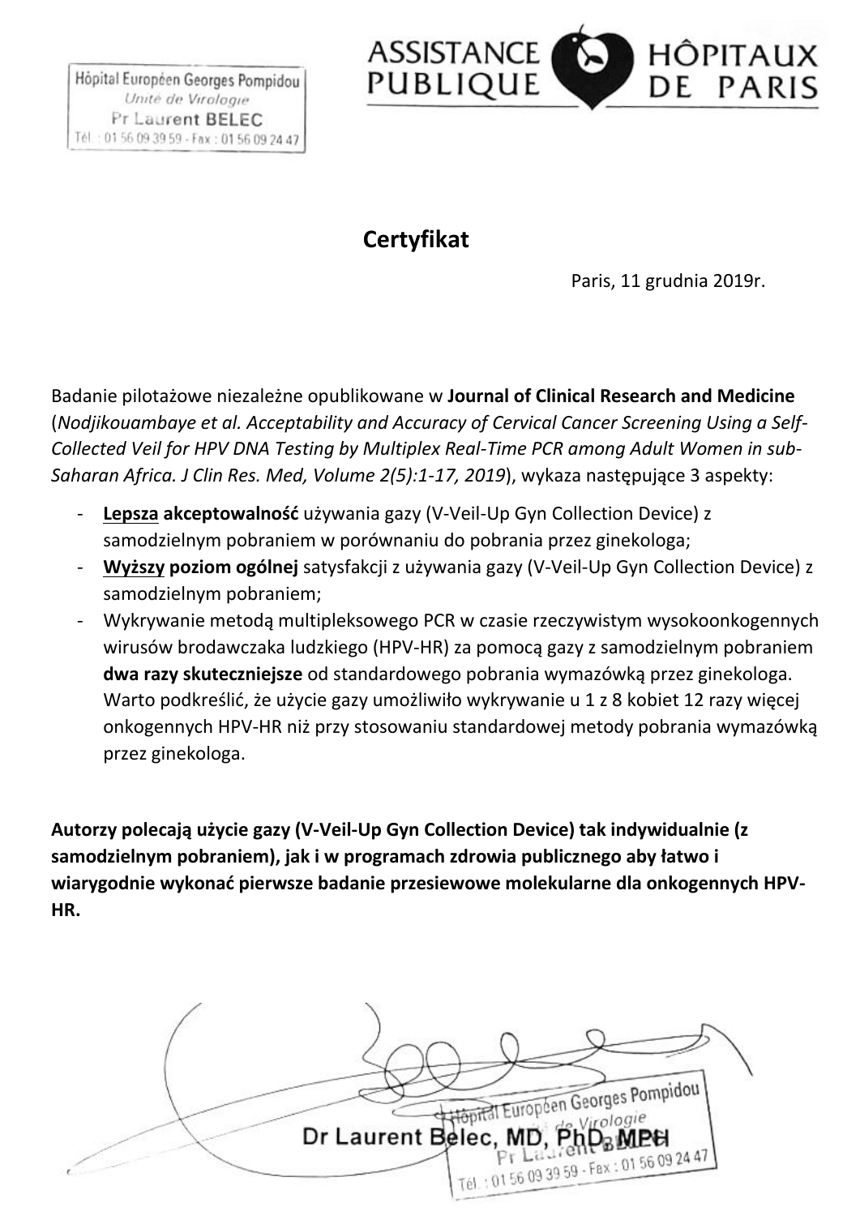Hôpital Européen Georges Pompidou
*Unité de Virologie*
Pr Laurent BELEC
Tél. : 01 56 09 39 59 - Fax : 01 56 09 24 47

ASSISTANCE PUBLIQUE HÔPITAUX DE PARIS

# Certyfikat

Paris, 11 grudnia 2019r.

Badanie pilotażowe niezależne opublikowane w **Journal of Clinical Research and Medicine** (*Nodjikouambaye et al. Acceptability and Accuracy of Cervical Cancer Screening Using a Self-Collected Veil for HPV DNA Testing by Multiplex Real-Time PCR among Adult Women in sub-Saharan Africa. J Clin Res. Med, Volume 2(5):1-17, 2019*), wykaza następujące 3 aspekty:

- **Lepsza akceptowalność** używania gazy (V-Veil-Up Gyn Collection Device) z samodzielnym pobraniem w porównaniu do pobrania przez ginekologa;
- **Wyższy poziom ogólnej** satysfakcji z używania gazy (V-Veil-Up Gyn Collection Device) z samodzielnym pobraniem;
- Wykrywanie metodą multipleksowego PCR w czasie rzeczywistym wysokoonkogennych wirusów brodawczaka ludzkiego (HPV-HR) za pomocą gazy z samodzielnym pobraniem **dwa razy skuteczniejsze** od standardowego pobrania wymazówką przez ginekologa. Warto podkreślić, że użycie gazy umożliwiło wykrywanie u 1 z 8 kobiet 12 razy więcej onkogennych HPV-HR niż przy stosowaniu standardowej metody pobrania wymazówką przez ginekologa.

**Autorzy polecają użycie gazy (V-Veil-Up Gyn Collection Device) tak indywidualnie (z samodzielnym pobraniem), jak i w programach zdrowia publicznego aby łatwo i wiarygodnie wykonać pierwsze badanie przesiewowe molekularne dla onkogennych HPV-HR.**

Dr Laurent Belec, MD, PhD, MPH

Hôpital Européen Georges Pompidou
*Unité de Virologie*
Pr Laurent BELEC
Tél. : 01 56 09 39 59 - Fax : 01 56 09 24 47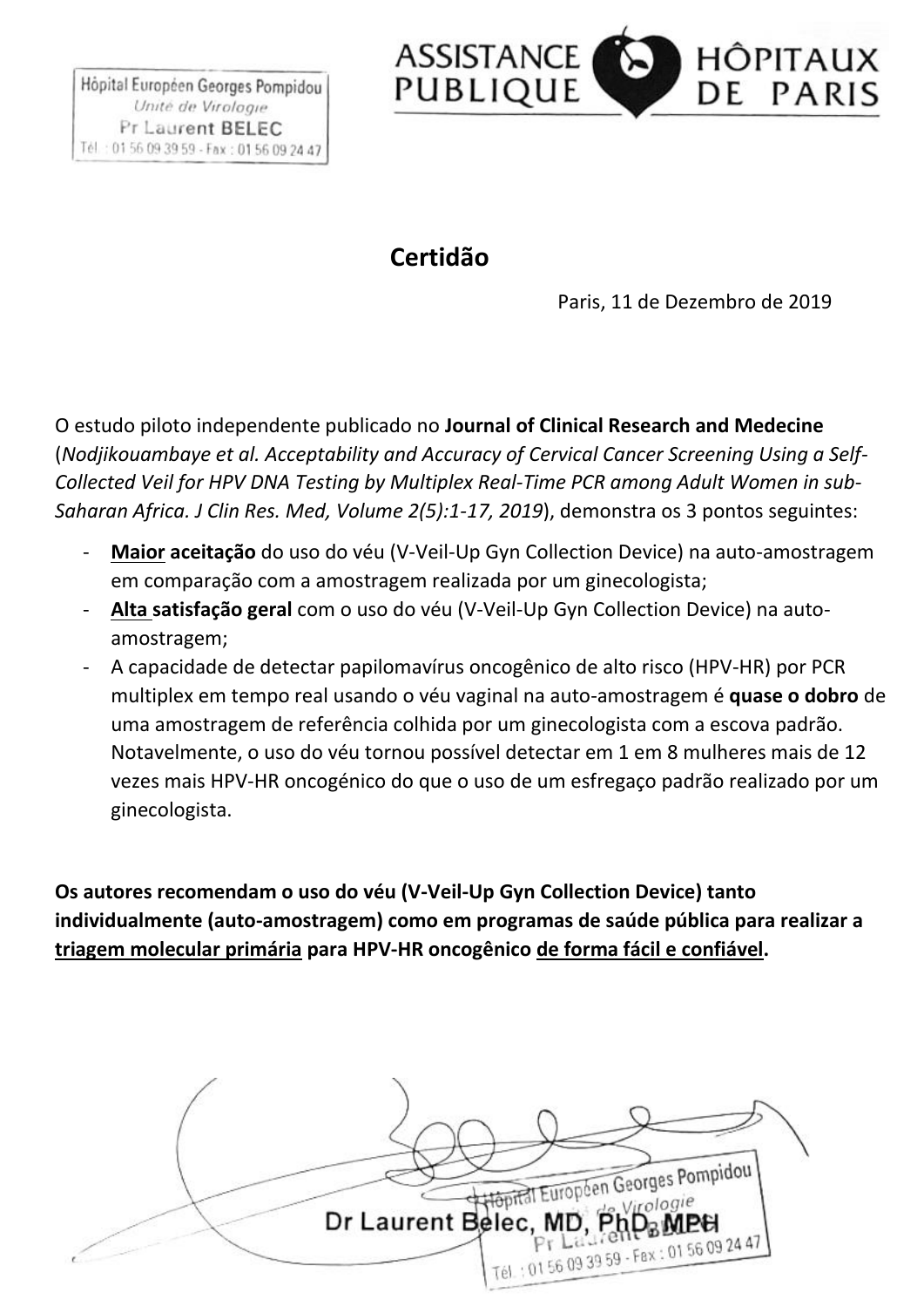Hôpital Européen Georges Pompidou
Unité de Virologie
Pr Laurent BELEC
Tél. : 01 56 09 39 59 - Fax : 01 56 09 24 47

ASSISTANCE PUBLIQUE HÔPITAUX DE PARIS

## Certidão

Paris, 11 de Dezembro de 2019

O estudo piloto independente publicado no **Journal of Clinical Research and Medecine** (*Nodjikouambaye et al. Acceptability and Accuracy of Cervical Cancer Screening Using a Self-Collected Veil for HPV DNA Testing by Multiplex Real-Time PCR among Adult Women in sub-Saharan Africa. J Clin Res. Med, Volume 2(5):1-17, 2019*), demonstra os 3 pontos seguintes:

- **Maior aceitação** do uso do véu (V-Veil-Up Gyn Collection Device) na auto-amostragem em comparação com a amostragem realizada por um ginecologista;
- **Alta satisfação geral** com o uso do véu (V-Veil-Up Gyn Collection Device) na auto-amostragem;
- A capacidade de detectar papilomavírus oncogênico de alto risco (HPV-HR) por PCR multiplex em tempo real usando o véu vaginal na auto-amostragem é **quase o dobro** de uma amostragem de referência colhida por um ginecologista com a escova padrão. Notavelmente, o uso do véu tornou possível detectar em 1 em 8 mulheres mais de 12 vezes mais HPV-HR oncogénico do que o uso de um esfregaço padrão realizado por um ginecologista.

**Os autores recomendam o uso do véu (V-Veil-Up Gyn Collection Device) tanto individualmente (auto-amostragem) como em programas de saúde pública para realizar a triagem molecular primária para HPV-HR oncogênico de forma fácil e confiável.**

Dr Laurent Belec, MD, PhD, MPH

Hôpital Européen Georges Pompidou
Unité de Virologie
Pr Laurent BELEC
Tél. : 01 56 09 39 59 - Fax : 01 56 09 24 47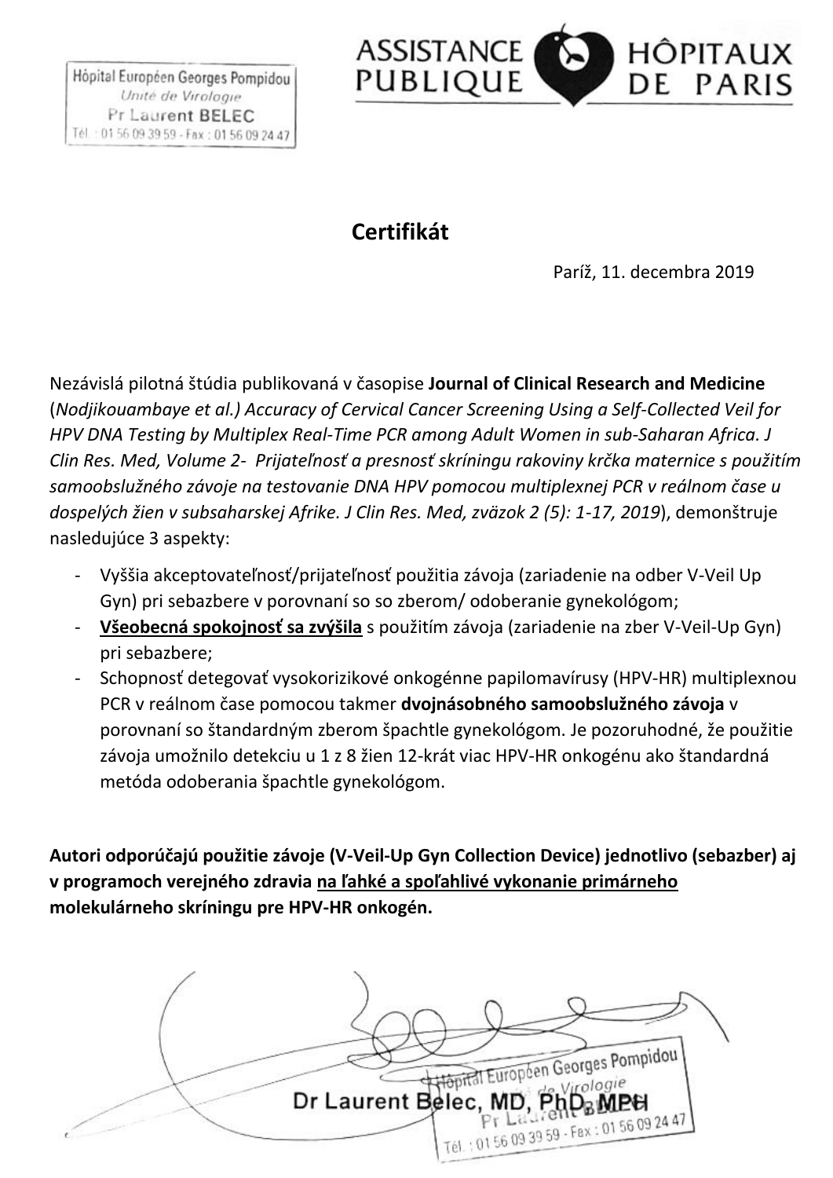Hôpital Européen Georges Pompidou
*Unité de Virologie*
Pr Laurent BELEC
Tél. : 01 56 09 39 59 - Fax : 01 56 09 24 47

ASSISTANCE PUBLIQUE HÔPITAUX DE PARIS

# Certifikát

Paríž, 11. decembra 2019

Nezávislá pilotná štúdia publikovaná v časopise **Journal of Clinical Research and Medicine** (*Nodjikouambaye et al.) Accuracy of Cervical Cancer Screening Using a Self-Collected Veil for HPV DNA Testing by Multiplex Real-Time PCR among Adult Women in sub-Saharan Africa. J Clin Res. Med, Volume 2- Prijateľnosť a presnosť skríningu rakoviny krčka maternice s použitím samoobslužného závoje na testovanie DNA HPV pomocou multiplexnej PCR v reálnom čase u dospelých žien v subsaharskej Afrike. J Clin Res. Med, zväzok 2 (5): 1-17, 2019*), demonštruje nasledujúce 3 aspekty:

- Vyššia akceptovateľnosť/prijateľnosť použitia závoja (zariadenie na odber V-Veil Up Gyn) pri sebazbere v porovnaní so so zberom/ odoberanie gynekológom;
- **Všeobecná spokojnosť sa zvýšila** s použitím závoja (zariadenie na zber V-Veil-Up Gyn) pri sebazbere;
- Schopnosť detegovať vysokorizikové onkogénne papilomavírusy (HPV-HR) multiplexnou PCR v reálnom čase pomocou takmer **dvojnásobného samoobslužného závoja** v porovnaní so štandardným zberom špachtle gynekológom. Je pozoruhodné, že použitie závoja umožnilo detekciu u 1 z 8 žien 12-krát viac HPV-HR onkogénu ako štandardná metóda odoberania špachtle gynekológom.

**Autori odporúčajú použitie závoje (V-Veil-Up Gyn Collection Device) jednotlivo (sebazber) aj v programoch verejného zdravia na ľahké a spoľahlivé vykonanie primárneho molekulárneho skríningu pre HPV-HR onkogén.**

Dr Laurent Belec, MD, PhD, MPH

Hôpital Européen Georges Pompidou
*Unité de Virologie*
Pr Laurent BELEC
Tél. : 01 56 09 39 59 - Fax : 01 56 09 24 47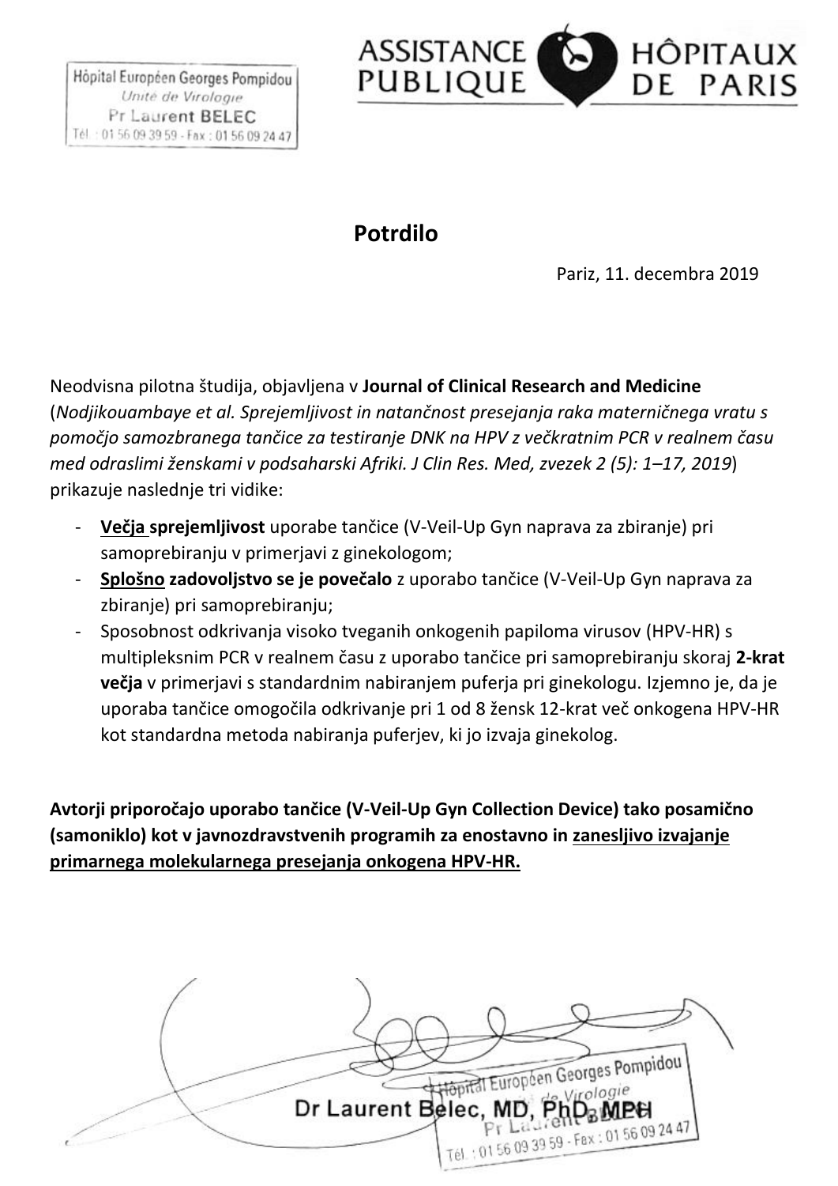Hôpital Européen Georges Pompidou
*Unité de Virologie*
Pr Laurent BELEC
Tél. : 01 56 09 39 59 - Fax : 01 56 09 24 47

ASSISTANCE PUBLIQUE HÔPITAUX DE PARIS

## Potrdilo

Pariz, 11. decembra 2019

Neodvisna pilotna študija, objavljena v **Journal of Clinical Research and Medicine** (*Nodjikouambaye et al. Sprejemljivost in natančnost presejanja raka materničnega vratu s pomočjo samozbranega tančice za testiranje DNK na HPV z večkratnim PCR v realnem času med odraslimi ženskami v podsaharski Afriki. J Clin Res. Med, zvezek 2 (5): 1–17, 2019*) prikazuje naslednje tri vidike:

- **Večja sprejemljivost** uporabe tančice (V-Veil-Up Gyn naprava za zbiranje) pri samoprebiranju v primerjavi z ginekologom;
- **Splošno zadovoljstvo se je povečalo** z uporabo tančice (V-Veil-Up Gyn naprava za zbiranje) pri samoprebiranju;
- Sposobnost odkrivanja visoko tveganih onkogenih papiloma virusov (HPV-HR) s multipleksnim PCR v realnem času z uporabo tančice pri samoprebiranju skoraj **2-krat večja** v primerjavi s standardnim nabiranjem puferja pri ginekologu. Izjemno je, da je uporaba tančice omogočila odkrivanje pri 1 od 8 žensk 12-krat več onkogena HPV-HR kot standardna metoda nabiranja puferjev, ki jo izvaja ginekolog.

**Avtorji priporočajo uporabo tančice (V-Veil-Up Gyn Collection Device) tako posamično (samoniklo) kot v javnozdravstvenih programih za enostavno in zanesljivo izvajanje primarnega molekularnega presejanja onkogena HPV-HR.**

Dr Laurent Belec, MD, PhD, MPH

Hôpital Européen Georges Pompidou
Unité de Virologie
Pr Laurent BELEC
Tél. : 01 56 09 39 59 - Fax : 01 56 09 24 47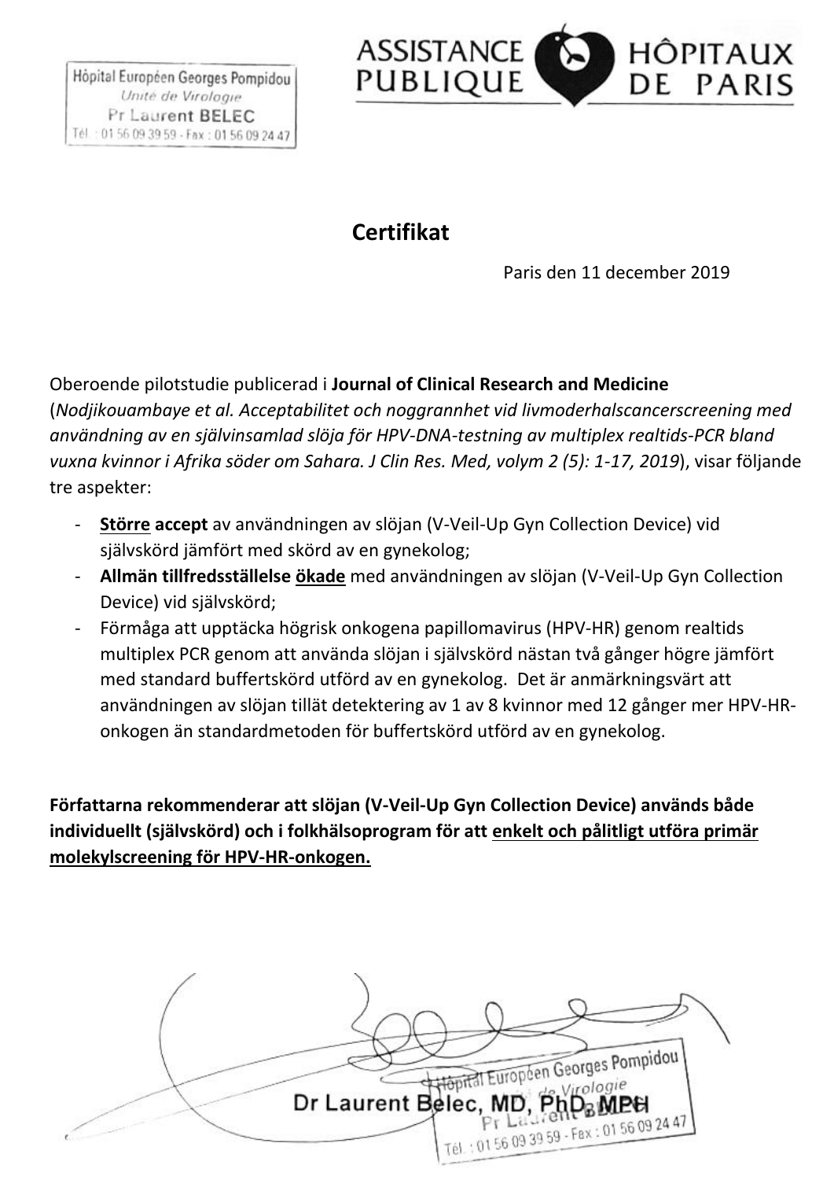Hôpital Européen Georges Pompidou
*Unité de Virologie*
Pr Laurent BELEC
Tél. : 01 56 09 39 59 - Fax : 01 56 09 24 47

ASSISTANCE PUBLIQUE HÔPITAUX DE PARIS

## Certifikat

Paris den 11 december 2019

Oberoende pilotstudie publicerad i **Journal of Clinical Research and Medicine** (*Nodjikouambaye et al. Acceptabilitet och noggrannhet vid livmoderhalscancerscreening med användning av en självinsamlad slöja för HPV-DNA-testning av multiplex realtids-PCR bland vuxna kvinnor i Afrika söder om Sahara. J Clin Res. Med, volym 2 (5): 1-17, 2019*), visar följande tre aspekter:

- **<u>Större</u> accept** av användningen av slöjan (V-Veil-Up Gyn Collection Device) vid självskörd jämfört med skörd av en gynekolog;
- **Allmän tillfredsställelse <u>ökade</u>** med användningen av slöjan (V-Veil-Up Gyn Collection Device) vid självskörd;
- Förmåga att upptäcka högrisk onkogena papillomavirus (HPV-HR) genom realtids multiplex PCR genom att använda slöjan i självskörd nästan två gånger högre jämfört med standard buffertskörd utförd av en gynekolog. Det är anmärkningsvärt att användningen av slöjan tillät detektering av 1 av 8 kvinnor med 12 gånger mer HPV-HR-onkogen än standardmetoden för buffertskörd utförd av en gynekolog.

**Författarna rekommenderar att slöjan (V-Veil-Up Gyn Collection Device) används både individuellt (självskörd) och i folkhälsoprogram för att <u>enkelt och pålitligt utföra primär molekylscreening för HPV-HR-onkogen.</u>**

Dr Laurent Belec, MD, PhD, MPH

Hôpital Européen Georges Pompidou
*Unité de Virologie*
Pr Laurent BELEC
Tél. : 01 56 09 39 59 - Fax : 01 56 09 24 47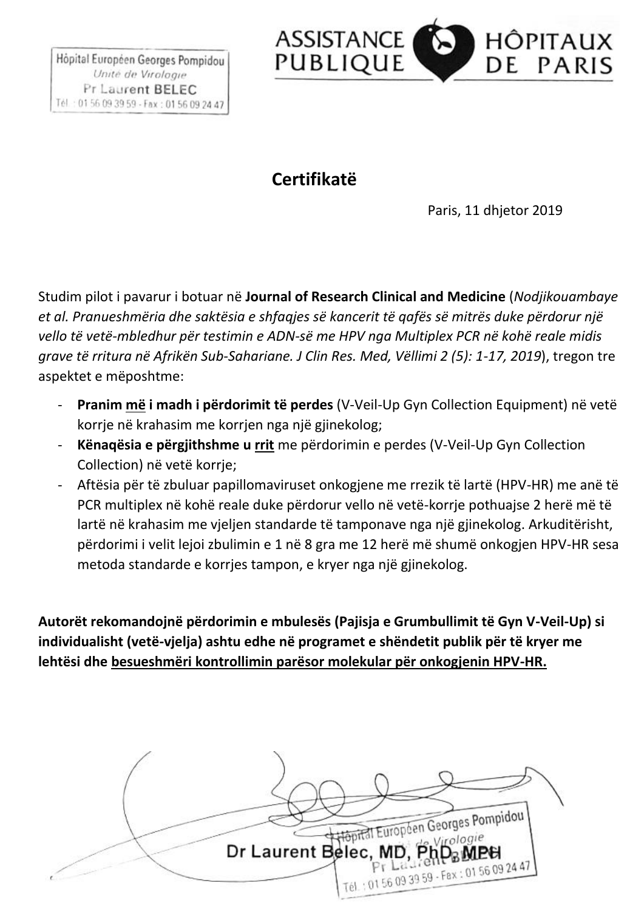Hôpital Européen Georges Pompidou
*Unité de Virologie*
Pr Laurent BELEC
Tél. : 01 56 09 39 59 - Fax : 01 56 09 24 47

ASSISTANCE PUBLIQUE HÔPITAUX DE PARIS

## Certifikatë

Paris, 11 dhjetor 2019

Studim pilot i pavarur i botuar në **Journal of Research Clinical and Medicine** (*Nodjikouambaye et al. Pranueshmëria dhe saktësia e shfaqjes së kancerit të qafës së mitrës duke përdorur një vello të vetë-mbledhur për testimin e ADN-së me HPV nga Multiplex PCR në kohë reale midis grave të rritura në Afrikën Sub-Sahariane. J Clin Res. Med, Vëllimi 2 (5): 1-17, 2019*), tregon tre aspektet e mëposhtme:

- **Pranim <u>më</u> i madh i përdorimit të perdes** (V-Veil-Up Gyn Collection Equipment) në vetë korrje në krahasim me korrjen nga një gjinekolog;
- **Kënaqësia e përgjithshme u <u>rrit</u>** me përdorimin e perdes (V-Veil-Up Gyn Collection Collection) në vetë korrje;
- Aftësia për të zbuluar papillomaviruset onkogjene me rrezik të lartë (HPV-HR) me anë të PCR multiplex në kohë reale duke përdorur vello në vetë-korrje pothuajse 2 herë më të lartë në krahasim me vjeljen standarde të tamponave nga një gjinekolog. Arkuditërisht, përdorimi i velit lejoi zbulimin e 1 në 8 gra me 12 herë më shumë onkogjen HPV-HR sesa metoda standarde e korrjes tampon, e kryer nga një gjinekolog.

**Autorët rekomandojnë përdorimin e mbulesës (Pajisja e Grumbullimit të Gyn V-Veil-Up) si individualisht (vetë-vjelja) ashtu edhe në programet e shëndetit publik për të kryer me lehtësi dhe <u>besueshmëri kontrollimin parësor molekular për onkogjenin HPV-HR.</u>**

Dr Laurent Belec, MD, PhD, MPH

Hôpital Européen Georges Pompidou
*Unité de Virologie*
Pr Laurent BELEC
Tél. : 01 56 09 39 59 - Fax : 01 56 09 24 47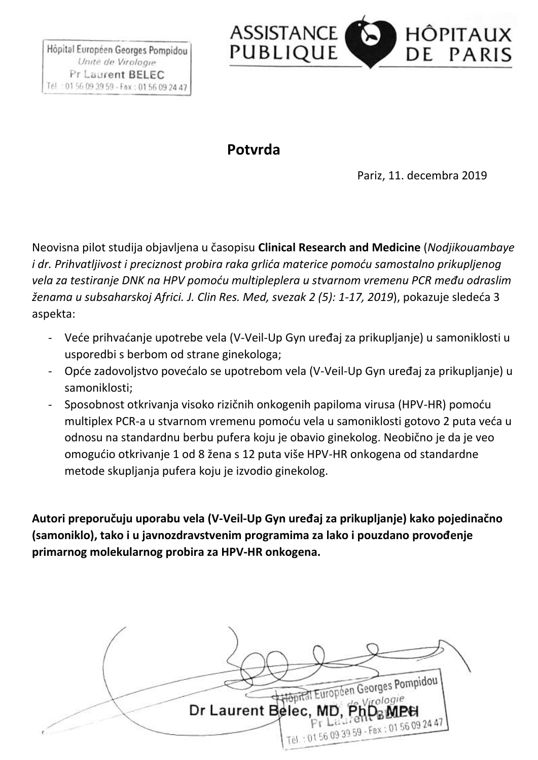Hôpital Européen Georges Pompidou
*Unité de Virologie*
Pr Laurent BELEC
Tél. : 01 56 09 39 59 - Fax : 01 56 09 24 47

ASSISTANCE PUBLIQUE HÔPITAUX DE PARIS

## Potvrda

Pariz, 11. decembra 2019

Neovisna pilot studija objavljena u časopisu **Clinical Research and Medicine** (*Nodjikouambaye i dr. Prihvatljivost i preciznost probira raka grlića materice pomoću samostalno prikupljenog vela za testiranje DNK na HPV pomoću multipleplera u stvarnom vremenu PCR među odraslim ženama u subsaharskoj Africi. J. Clin Res. Med, svezak 2 (5): 1-17, 2019*), pokazuje sledeća 3 aspekta:

- Veće prihvaćanje upotrebe vela (V-Veil-Up Gyn uređaj za prikupljanje) u samoniklosti u usporedbi s berbom od strane ginekologa;
- Opće zadovoljstvo povećalo se upotrebom vela (V-Veil-Up Gyn uređaj za prikupljanje) u samoniklosti;
- Sposobnost otkrivanja visoko rizičnih onkogenih papiloma virusa (HPV-HR) pomoću multiplex PCR-a u stvarnom vremenu pomoću vela u samoniklosti gotovo 2 puta veća u odnosu na standardnu berbu pufera koju je obavio ginekolog. Neobično je da je veo omogućio otkrivanje 1 od 8 žena s 12 puta više HPV-HR onkogena od standardne metode skupljanja pufera koju je izvodio ginekolog.

**Autori preporučuju uporabu vela (V-Veil-Up Gyn uređaj za prikupljanje) kako pojedinačno (samoniklo), tako i u javnozdravstvenim programima za lako i pouzdano provođenje primarnog molekularnog probira za HPV-HR onkogena.**

Dr Laurent Belec, MD, PhD, MPH

Hôpital Européen Georges Pompidou
Unité de Virologie
Pr Laurent BELEC
Tél. : 01 56 09 39 59 - Fax : 01 56 09 24 47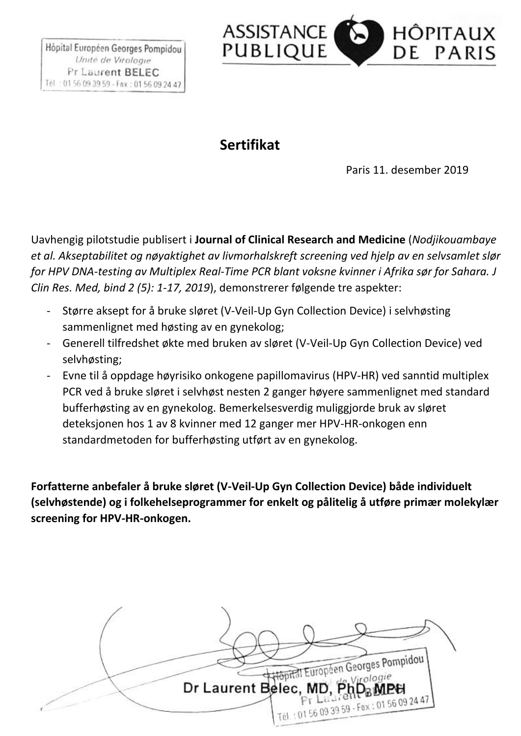Hôpital Européen Georges Pompidou
*Unité de Virologie*
Pr Laurent BELEC
Tél. : 01 56 09 39 59 - Fax : 01 56 09 24 47

ASSISTANCE PUBLIQUE HÔPITAUX DE PARIS

## Sertifikat

Paris 11. desember 2019

Uavhengig pilotstudie publisert i **Journal of Clinical Research and Medicine** (*Nodjikouambaye et al. Akseptabilitet og nøyaktighet av livmorhalskreft screening ved hjelp av en selvsamlet slør for HPV DNA-testing av Multiplex Real-Time PCR blant voksne kvinner i Afrika sør for Sahara. J Clin Res. Med, bind 2 (5): 1-17, 2019*), demonstrerer følgende tre aspekter:

- Større aksept for å bruke sløret (V-Veil-Up Gyn Collection Device) i selvhøsting sammenlignet med høsting av en gynekolog;
- Generell tilfredshet økte med bruken av sløret (V-Veil-Up Gyn Collection Device) ved selvhøsting;
- Evne til å oppdage høyrisiko onkogene papillomavirus (HPV-HR) ved sanntid multiplex PCR ved å bruke sløret i selvhøst nesten 2 ganger høyere sammenlignet med standard bufferhøsting av en gynekolog. Bemerkelsesverdig muliggjorde bruk av sløret deteksjonen hos 1 av 8 kvinner med 12 ganger mer HPV-HR-onkogen enn standardmetoden for bufferhøsting utført av en gynekolog.

**Forfatterne anbefaler å bruke sløret (V-Veil-Up Gyn Collection Device) både individuelt (selvhøstende) og i folkehelseprogrammer for enkelt og pålitelig å utføre primær molekylær screening for HPV-HR-onkogen.**

Dr Laurent Belec, MD, PhD, MPH

Hôpital Européen Georges Pompidou
*Unité de Virologie*
Pr Laurent BELEC
Tél. : 01 56 09 39 59 - Fax : 01 56 09 24 47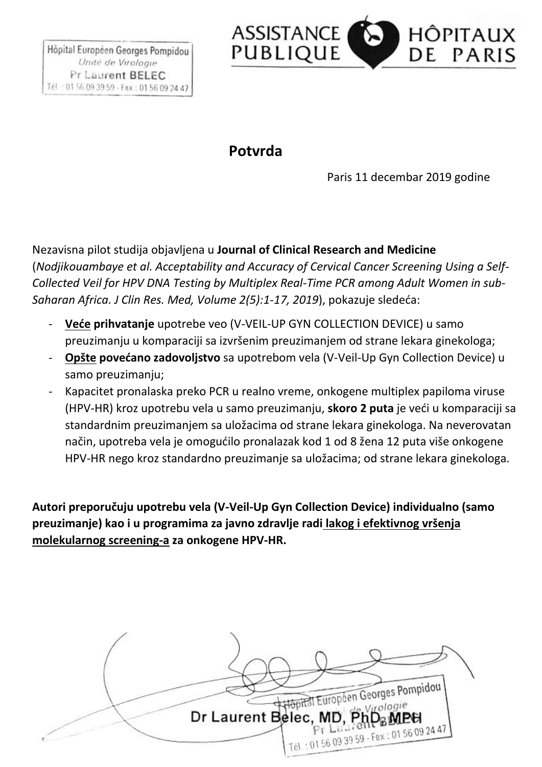Hôpital Européen Georges Pompidou
*Unité de Virologie*
Pr Laurent BELEC
Tél. : 01 56 09 39 59 - Fax : 01 56 09 24 47

ASSISTANCE PUBLIQUE HÔPITAUX DE PARIS

## Potvrda

Paris 11 decembar 2019 godine

Nezavisna pilot studija objavljena u **Journal of Clinical Research and Medicine** (*Nodjikouambaye et al. Acceptability and Accuracy of Cervical Cancer Screening Using a Self-Collected Veil for HPV DNA Testing by Multiplex Real-Time PCR among Adult Women in sub-Saharan Africa. J Clin Res. Med, Volume 2(5):1-17, 2019*), pokazuje sledeća:

- **Veće prihvatanje** upotrebe veo (V-VEIL-UP GYN COLLECTION DEVICE) u samo preuzimanju u komparaciji sa izvršenim preuzimanjem od strane lekara ginekologa;
- **Opšte povećano zadovoljstvo** sa upotrebom vela (V-Veil-Up Gyn Collection Device) u samo preuzimanju;
- Kapacitet pronalaska preko PCR u realno vreme, onkogene multiplex papiloma viruse (HPV-HR) kroz upotrebu vela u samo preuzimanju, **skoro 2 puta** je veći u komparaciji sa standardnim preuzimanjem sa uložacima od strane lekara ginekologa. Na neverovatan način, upotreba vela je omogućilo pronalazak kod 1 od 8 žena 12 puta više onkogene HPV-HR nego kroz standardno preuzimanje sa uložacima; od strane lekara ginekologa.

**Autori preporučuju upotrebu vela (V-Veil-Up Gyn Collection Device) individualno (samo preuzimanje) kao i u programima za javno zdravlje radi lakog i efektivnog vršenja molekularnog screening-a za onkogene HPV-HR.**

Dr Laurent Belec, MD, PhD, MPH

Hôpital Européen Georges Pompidou
Unité de Virologie
Pr Laurent BELEC
Tél. : 01 56 09 39 59 - Fax : 01 56 09 24 47